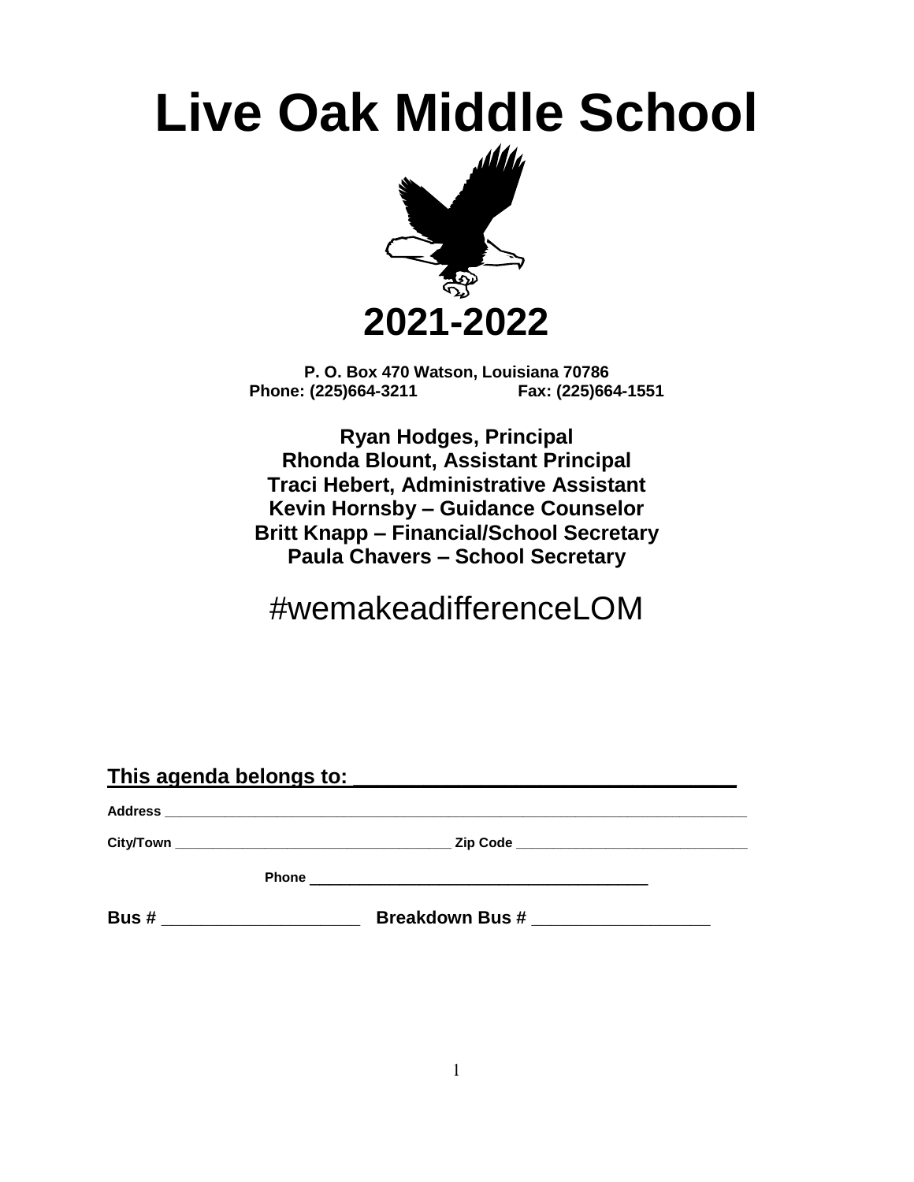# Live Oak Middle School

## 2021-2022

**P. O. Box 470 Watson, Louisiana 70786**
**Phone: (225)664-3211 Fax: (225)664-1551**

**Ryan Hodges, Principal**
**Rhonda Blount, Assistant Principal**
**Traci Hebert, Administrative Assistant**
**Kevin Hornsby – Guidance Counselor**
**Britt Knapp – Financial/School Secretary**
**Paula Chavers – School Secretary**

#wemakeadifferenceLOM

**This agenda belongs to: ________________________________**

**Address** ________________________________________________________________

**City/Town** ______________________________ **Zip Code** __________________________

**Phone** ________________________________________

**Bus #** ____________________ **Breakdown Bus #** __________________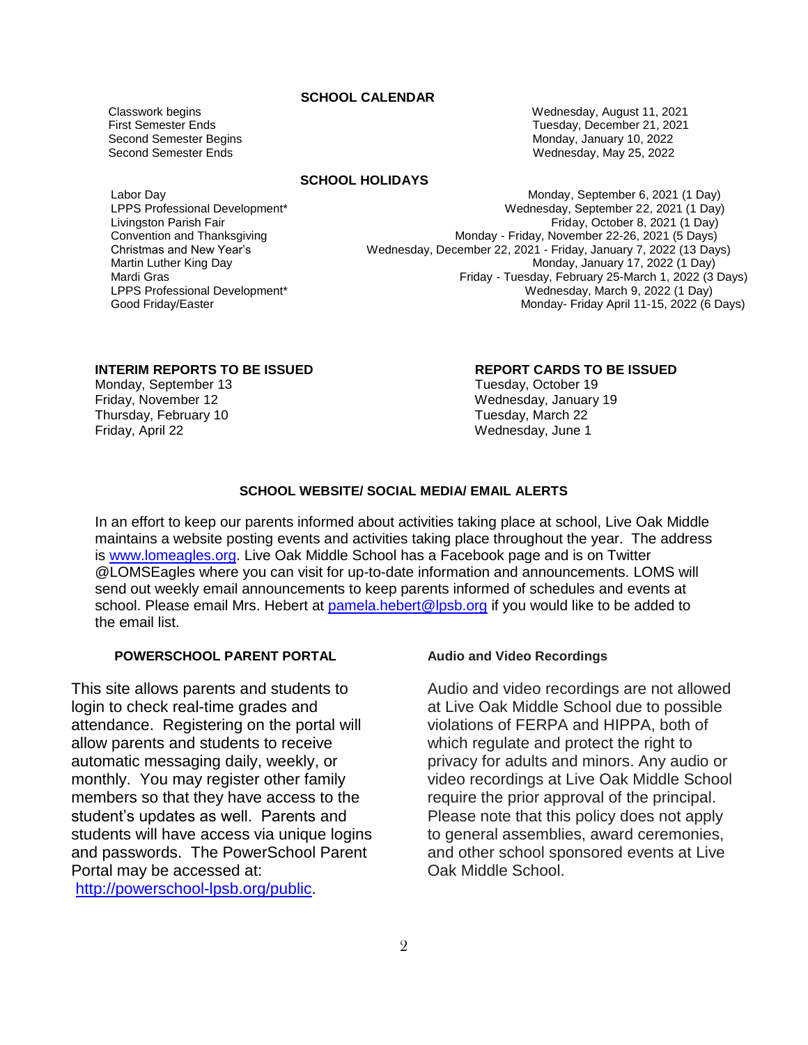## SCHOOL CALENDAR

| | |
|---|---|
| Classwork begins | Wednesday, August 11, 2021 |
| First Semester Ends | Tuesday, December 21, 2021 |
| Second Semester Begins | Monday, January 10, 2022 |
| Second Semester Ends | Wednesday, May 25, 2022 |

## SCHOOL HOLIDAYS

| | |
|---|---|
| Labor Day | Monday, September 6, 2021 (1 Day) |
| LPPS Professional Development* | Wednesday, September 22, 2021 (1 Day) |
| Livingston Parish Fair | Friday, October 8, 2021 (1 Day) |
| Convention and Thanksgiving | Monday - Friday, November 22-26, 2021 (5 Days) |
| Christmas and New Year's | Wednesday, December 22, 2021 - Friday, January 7, 2022 (13 Days) |
| Martin Luther King Day | Monday, January 17, 2022 (1 Day) |
| Mardi Gras | Friday - Tuesday, February 25-March 1, 2022 (3 Days) |
| LPPS Professional Development* | Wednesday, March 9, 2022 (1 Day) |
| Good Friday/Easter | Monday- Friday April 11-15, 2022 (6 Days) |

| INTERIM REPORTS TO BE ISSUED | REPORT CARDS TO BE ISSUED |
|---|---|
| Monday, September 13 | Tuesday, October 19 |
| Friday, November 12 | Wednesday, January 19 |
| Thursday, February 10 | Tuesday, March 22 |
| Friday, April 22 | Wednesday, June 1 |

## SCHOOL WEBSITE/ SOCIAL MEDIA/ EMAIL ALERTS

In an effort to keep our parents informed about activities taking place at school, Live Oak Middle maintains a website posting events and activities taking place throughout the year. The address is [www.lomeagles.org](http://www.lomeagles.org). Live Oak Middle School has a Facebook page and is on Twitter @LOMSEagles where you can visit for up-to-date information and announcements. LOMS will send out weekly email announcements to keep parents informed of schedules and events at school. Please email Mrs. Hebert at [pamela.hebert@lpsb.org](mailto:pamela.hebert@lpsb.org) if you would like to be added to the email list.

## POWERSCHOOL PARENT PORTAL

This site allows parents and students to login to check real-time grades and attendance. Registering on the portal will allow parents and students to receive automatic messaging daily, weekly, or monthly. You may register other family members so that they have access to the student's updates as well. Parents and students will have access via unique logins and passwords. The PowerSchool Parent Portal may be accessed at: [http://powerschool-lpsb.org/public](http://powerschool-lpsb.org/public).

## Audio and Video Recordings

Audio and video recordings are not allowed at Live Oak Middle School due to possible violations of FERPA and HIPPA, both of which regulate and protect the right to privacy for adults and minors. Any audio or video recordings at Live Oak Middle School require the prior approval of the principal. Please note that this policy does not apply to general assemblies, award ceremonies, and other school sponsored events at Live Oak Middle School.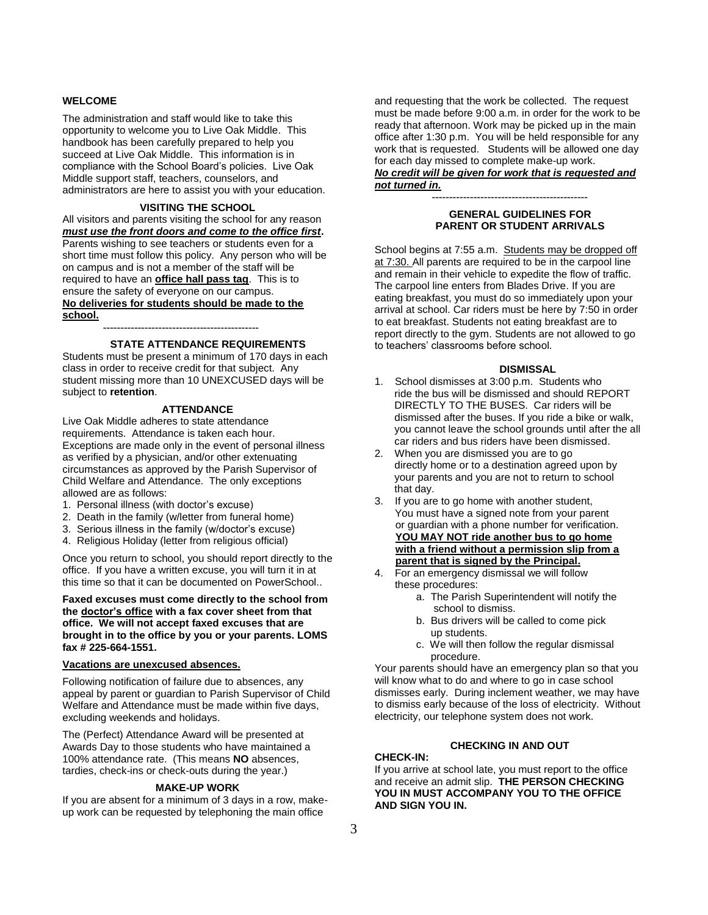## WELCOME

The administration and staff would like to take this opportunity to welcome you to Live Oak Middle. This handbook has been carefully prepared to help you succeed at Live Oak Middle. This information is in compliance with the School Board's policies. Live Oak Middle support staff, teachers, counselors, and administrators are here to assist you with your education.

## VISITING THE SCHOOL

All visitors and parents visiting the school for any reason ***must use the front doors and come to the office first*****.** Parents wishing to see teachers or students even for a short time must follow this policy. Any person who will be on campus and is not a member of the staff will be required to have an **office hall pass tag**. This is to ensure the safety of everyone on our campus.
**No deliveries for students should be made to the school.**

---

## STATE ATTENDANCE REQUIREMENTS

Students must be present a minimum of 170 days in each class in order to receive credit for that subject. Any student missing more than 10 UNEXCUSED days will be subject to **retention**.

## ATTENDANCE

Live Oak Middle adheres to state attendance requirements. Attendance is taken each hour. Exceptions are made only in the event of personal illness as verified by a physician, and/or other extenuating circumstances as approved by the Parish Supervisor of Child Welfare and Attendance. The only exceptions allowed are as follows:

1. Personal illness (with doctor's excuse)
2. Death in the family (w/letter from funeral home)
3. Serious illness in the family (w/doctor's excuse)
4. Religious Holiday (letter from religious official)

Once you return to school, you should report directly to the office. If you have a written excuse, you will turn it in at this time so that it can be documented on PowerSchool..

**Faxed excuses must come directly to the school from the doctor's office with a fax cover sheet from that office. We will not accept faxed excuses that are brought in to the office by you or your parents. LOMS fax # 225-664-1551.**

**Vacations are unexcused absences.**

Following notification of failure due to absences, any appeal by parent or guardian to Parish Supervisor of Child Welfare and Attendance must be made within five days, excluding weekends and holidays.

The (Perfect) Attendance Award will be presented at Awards Day to those students who have maintained a 100% attendance rate. (This means **NO** absences, tardies, check-ins or check-outs during the year.)

## MAKE-UP WORK

If you are absent for a minimum of 3 days in a row, make-up work can be requested by telephoning the main office and requesting that the work be collected. The request must be made before 9:00 a.m. in order for the work to be ready that afternoon. Work may be picked up in the main office after 1:30 p.m. You will be held responsible for any work that is requested. Students will be allowed one day for each day missed to complete make-up work.
***No credit will be given for work that is requested and not turned in.***

---

## GENERAL GUIDELINES FOR PARENT OR STUDENT ARRIVALS

School begins at 7:55 a.m. Students may be dropped off at 7:30. All parents are required to be in the carpool line and remain in their vehicle to expedite the flow of traffic. The carpool line enters from Blades Drive. If you are eating breakfast, you must do so immediately upon your arrival at school. Car riders must be here by 7:50 in order to eat breakfast. Students not eating breakfast are to report directly to the gym. Students are not allowed to go to teachers' classrooms before school.

## DISMISSAL

1. School dismisses at 3:00 p.m. Students who ride the bus will be dismissed and should REPORT DIRECTLY TO THE BUSES. Car riders will be dismissed after the buses. If you ride a bike or walk, you cannot leave the school grounds until after the all car riders and bus riders have been dismissed.
2. When you are dismissed you are to go directly home or to a destination agreed upon by your parents and you are not to return to school that day.
3. If you are to go home with another student, You must have a signed note from your parent or guardian with a phone number for verification. **YOU MAY NOT ride another bus to go home with a friend without a permission slip from a parent that is signed by the Principal.**
4. For an emergency dismissal we will follow these procedures:
   a. The Parish Superintendent will notify the school to dismiss.
   b. Bus drivers will be called to come pick up students.
   c. We will then follow the regular dismissal procedure.

Your parents should have an emergency plan so that you will know what to do and where to go in case school dismisses early. During inclement weather, we may have to dismiss early because of the loss of electricity. Without electricity, our telephone system does not work.

## CHECKING IN AND OUT

**CHECK-IN:**

If you arrive at school late, you must report to the office and receive an admit slip. **THE PERSON CHECKING YOU IN MUST ACCOMPANY YOU TO THE OFFICE AND SIGN YOU IN.**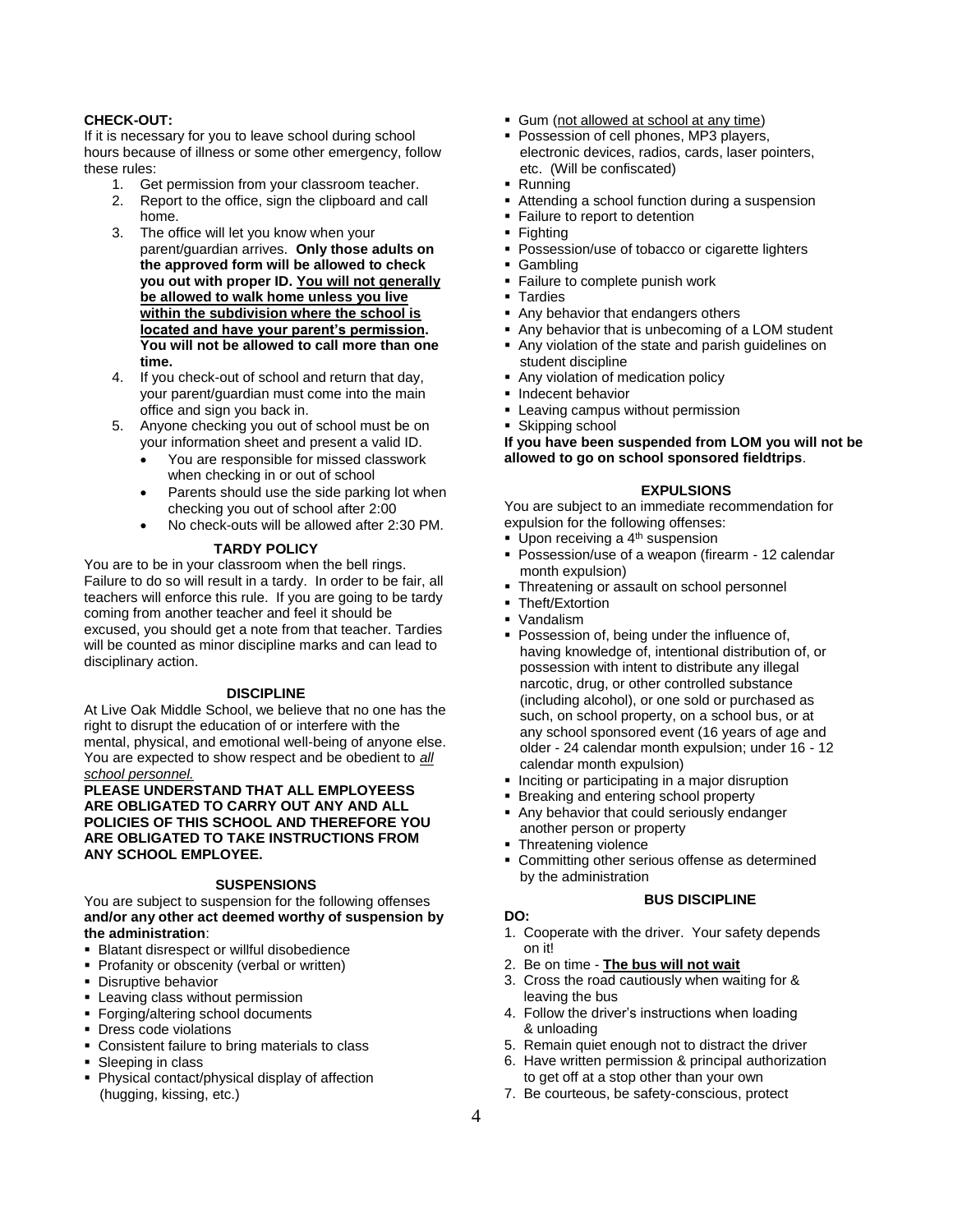**CHECK-OUT:**

If it is necessary for you to leave school during school hours because of illness or some other emergency, follow these rules:

1. Get permission from your classroom teacher.
2. Report to the office, sign the clipboard and call home.
3. The office will let you know when your parent/guardian arrives. **Only those adults on the approved form will be allowed to check you out with proper ID. <u>You will not generally be allowed to walk home unless you live within the subdivision where the school is located and have your parent's permission</u>. You will not be allowed to call more than one time.**
4. If you check-out of school and return that day, your parent/guardian must come into the main office and sign you back in.
5. Anyone checking you out of school must be on your information sheet and present a valid ID.
   - You are responsible for missed classwork when checking in or out of school
   - Parents should use the side parking lot when checking you out of school after 2:00
   - No check-outs will be allowed after 2:30 PM.

**TARDY POLICY**

You are to be in your classroom when the bell rings. Failure to do so will result in a tardy. In order to be fair, all teachers will enforce this rule. If you are going to be tardy coming from another teacher and feel it should be excused, you should get a note from that teacher. Tardies will be counted as minor discipline marks and can lead to disciplinary action.

**DISCIPLINE**

At Live Oak Middle School, we believe that no one has the right to disrupt the education of or interfere with the mental, physical, and emotional well-being of anyone else. You are expected to show respect and be obedient to *<u>all school personnel.</u>*

**PLEASE UNDERSTAND THAT ALL EMPLOYEESS ARE OBLIGATED TO CARRY OUT ANY AND ALL POLICIES OF THIS SCHOOL AND THEREFORE YOU ARE OBLIGATED TO TAKE INSTRUCTIONS FROM ANY SCHOOL EMPLOYEE.**

**SUSPENSIONS**

You are subject to suspension for the following offenses **and/or any other act deemed worthy of suspension by the administration**:

- Blatant disrespect or willful disobedience
- Profanity or obscenity (verbal or written)
- Disruptive behavior
- Leaving class without permission
- Forging/altering school documents
- Dress code violations
- Consistent failure to bring materials to class
- Sleeping in class
- Physical contact/physical display of affection (hugging, kissing, etc.)
- Gum (<u>not allowed at school at any time</u>)
- Possession of cell phones, MP3 players, electronic devices, radios, cards, laser pointers, etc. (Will be confiscated)
- Running
- Attending a school function during a suspension
- Failure to report to detention
- Fighting
- Possession/use of tobacco or cigarette lighters
- Gambling
- Failure to complete punish work
- Tardies
- Any behavior that endangers others
- Any behavior that is unbecoming of a LOM student
- Any violation of the state and parish guidelines on student discipline
- Any violation of medication policy
- Indecent behavior
- Leaving campus without permission
- Skipping school

**If you have been suspended from LOM you will not be allowed to go on school sponsored fieldtrips**.

**EXPULSIONS**

You are subject to an immediate recommendation for expulsion for the following offenses:

- Upon receiving a 4th suspension
- Possession/use of a weapon (firearm - 12 calendar month expulsion)
- Threatening or assault on school personnel
- Theft/Extortion
- Vandalism
- Possession of, being under the influence of, having knowledge of, intentional distribution of, or possession with intent to distribute any illegal narcotic, drug, or other controlled substance (including alcohol), or one sold or purchased as such, on school property, on a school bus, or at any school sponsored event (16 years of age and older - 24 calendar month expulsion; under 16 - 12 calendar month expulsion)
- Inciting or participating in a major disruption
- Breaking and entering school property
- Any behavior that could seriously endanger another person or property
- Threatening violence
- Committing other serious offense as determined by the administration

**BUS DISCIPLINE**

**DO:**

1. Cooperate with the driver. Your safety depends on it!
2. Be on time - **<u>The bus will not wait</u>**
3. Cross the road cautiously when waiting for & leaving the bus
4. Follow the driver's instructions when loading & unloading
5. Remain quiet enough not to distract the driver
6. Have written permission & principal authorization to get off at a stop other than your own
7. Be courteous, be safety-conscious, protect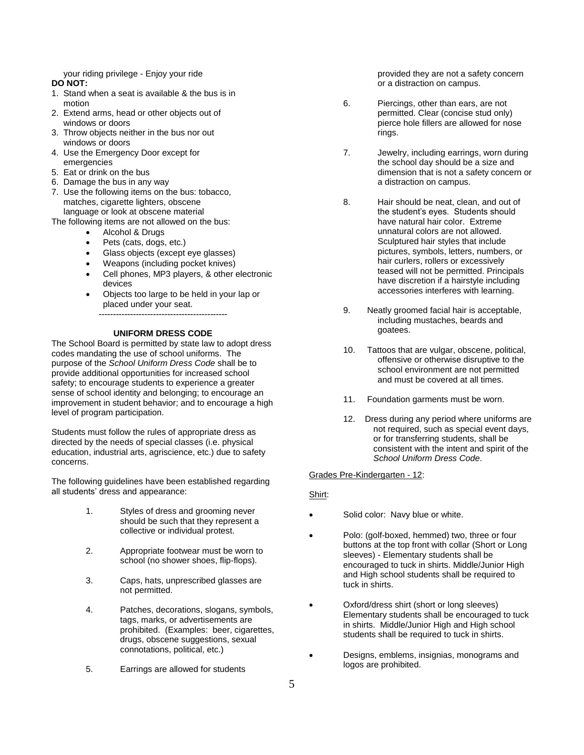your riding privilege - Enjoy your ride

**DO NOT:**

1. Stand when a seat is available & the bus is in motion
2. Extend arms, head or other objects out of windows or doors
3. Throw objects neither in the bus nor out windows or doors
4. Use the Emergency Door except for emergencies
5. Eat or drink on the bus
6. Damage the bus in any way
7. Use the following items on the bus: tobacco, matches, cigarette lighters, obscene language or look at obscene material

The following items are not allowed on the bus:

- Alcohol & Drugs
- Pets (cats, dogs, etc.)
- Glass objects (except eye glasses)
- Weapons (including pocket knives)
- Cell phones, MP3 players, & other electronic devices
- Objects too large to be held in your lap or placed under your seat.

---

## UNIFORM DRESS CODE

The School Board is permitted by state law to adopt dress codes mandating the use of school uniforms. The purpose of the *School Uniform Dress Code* shall be to provide additional opportunities for increased school safety; to encourage students to experience a greater sense of school identity and belonging; to encourage an improvement in student behavior; and to encourage a high level of program participation.

Students must follow the rules of appropriate dress as directed by the needs of special classes (i.e. physical education, industrial arts, agriscience, etc.) due to safety concerns.

The following guidelines have been established regarding all students' dress and appearance:

1. Styles of dress and grooming never should be such that they represent a collective or individual protest.
2. Appropriate footwear must be worn to school (no shower shoes, flip-flops).
3. Caps, hats, unprescribed glasses are not permitted.
4. Patches, decorations, slogans, symbols, tags, marks, or advertisements are prohibited. (Examples: beer, cigarettes, drugs, obscene suggestions, sexual connotations, political, etc.)
5. Earrings are allowed for students provided they are not a safety concern or a distraction on campus.
6. Piercings, other than ears, are not permitted. Clear (concise stud only) pierce hole fillers are allowed for nose rings.
7. Jewelry, including earrings, worn during the school day should be a size and dimension that is not a safety concern or a distraction on campus.
8. Hair should be neat, clean, and out of the student's eyes. Students should have natural hair color. Extreme unnatural colors are not allowed. Sculptured hair styles that include pictures, symbols, letters, numbers, or hair curlers, rollers or excessively teased will not be permitted. Principals have discretion if a hairstyle including accessories interferes with learning.
9. Neatly groomed facial hair is acceptable, including mustaches, beards and goatees.
10. Tattoos that are vulgar, obscene, political, offensive or otherwise disruptive to the school environment are not permitted and must be covered at all times.
11. Foundation garments must be worn.
12. Dress during any period where uniforms are not required, such as special event days, or for transferring students, shall be consistent with the intent and spirit of the *School Uniform Dress Code*.

<u>Grades Pre-Kindergarten - 12</u>:

<u>Shirt</u>:

- Solid color: Navy blue or white.
- Polo: (golf-boxed, hemmed) two, three or four buttons at the top front with collar (Short or Long sleeves) - Elementary students shall be encouraged to tuck in shirts. Middle/Junior High and High school students shall be required to tuck in shirts.
- Oxford/dress shirt (short or long sleeves) Elementary students shall be encouraged to tuck in shirts. Middle/Junior High and High school students shall be required to tuck in shirts.
- Designs, emblems, insignias, monograms and logos are prohibited.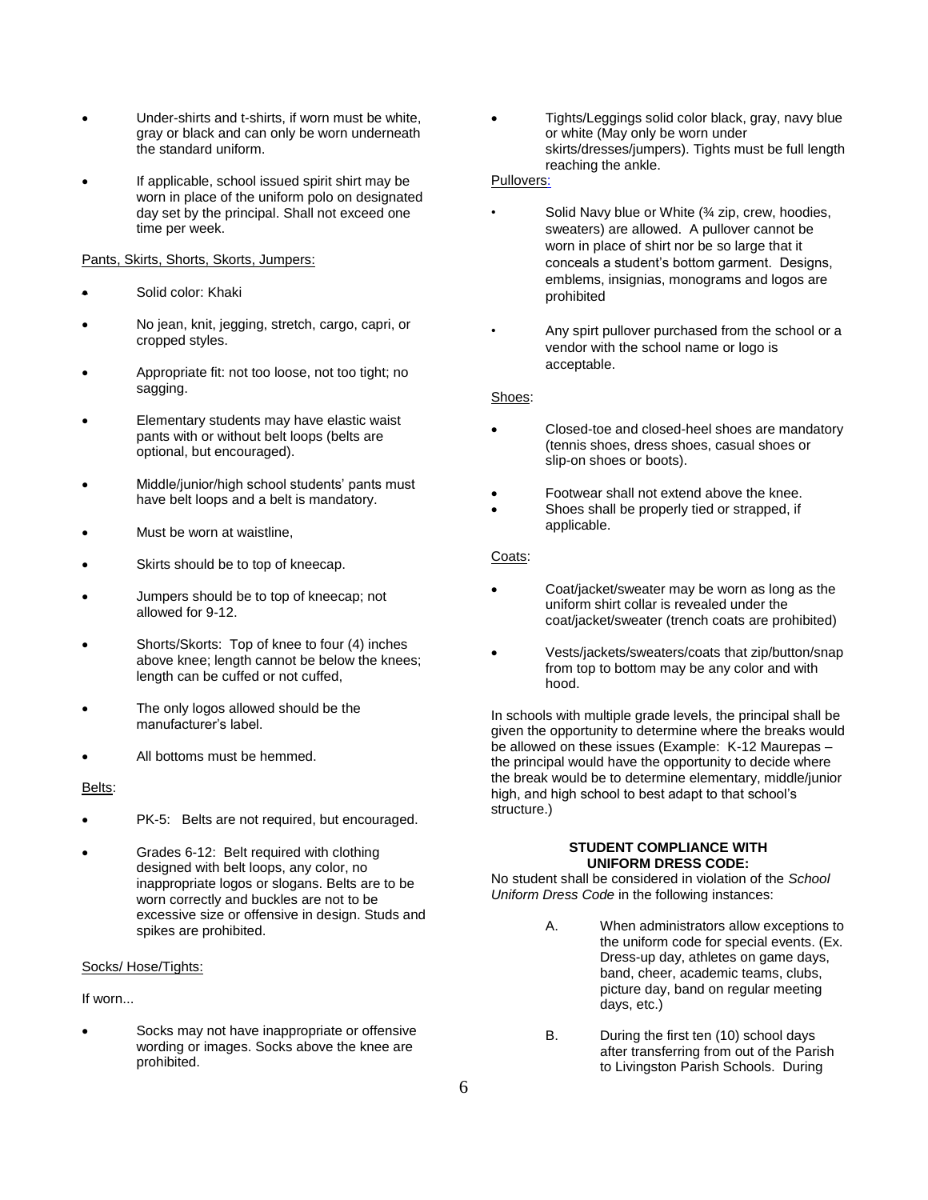- Under-shirts and t-shirts, if worn must be white, gray or black and can only be worn underneath the standard uniform.
- If applicable, school issued spirit shirt may be worn in place of the uniform polo on designated day set by the principal. Shall not exceed one time per week.

Pants, Skirts, Shorts, Skorts, Jumpers:

- Solid color: Khaki
- No jean, knit, jegging, stretch, cargo, capri, or cropped styles.
- Appropriate fit: not too loose, not too tight; no sagging.
- Elementary students may have elastic waist pants with or without belt loops (belts are optional, but encouraged).
- Middle/junior/high school students' pants must have belt loops and a belt is mandatory.
- Must be worn at waistline,
- Skirts should be to top of kneecap.
- Jumpers should be to top of kneecap; not allowed for 9-12.
- Shorts/Skorts: Top of knee to four (4) inches above knee; length cannot be below the knees; length can be cuffed or not cuffed,
- The only logos allowed should be the manufacturer's label.
- All bottoms must be hemmed.

Belts:

- PK-5: Belts are not required, but encouraged.
- Grades 6-12: Belt required with clothing designed with belt loops, any color, no inappropriate logos or slogans. Belts are to be worn correctly and buckles are not to be excessive size or offensive in design. Studs and spikes are prohibited.

Socks/ Hose/Tights:

If worn...

- Socks may not have inappropriate or offensive wording or images. Socks above the knee are prohibited.
- Tights/Leggings solid color black, gray, navy blue or white (May only be worn under skirts/dresses/jumpers). Tights must be full length reaching the ankle.

Pullovers:

- Solid Navy blue or White (¾ zip, crew, hoodies, sweaters) are allowed. A pullover cannot be worn in place of shirt nor be so large that it conceals a student's bottom garment. Designs, emblems, insignias, monograms and logos are prohibited
- Any spirt pullover purchased from the school or a vendor with the school name or logo is acceptable.

Shoes:

- Closed-toe and closed-heel shoes are mandatory (tennis shoes, dress shoes, casual shoes or slip-on shoes or boots).
- Footwear shall not extend above the knee.
- Shoes shall be properly tied or strapped, if applicable.

Coats:

- Coat/jacket/sweater may be worn as long as the uniform shirt collar is revealed under the coat/jacket/sweater (trench coats are prohibited)
- Vests/jackets/sweaters/coats that zip/button/snap from top to bottom may be any color and with hood.

In schools with multiple grade levels, the principal shall be given the opportunity to determine where the breaks would be allowed on these issues (Example: K-12 Maurepas – the principal would have the opportunity to decide where the break would be to determine elementary, middle/junior high, and high school to best adapt to that school's structure.)

**STUDENT COMPLIANCE WITH UNIFORM DRESS CODE:**

No student shall be considered in violation of the *School Uniform Dress Code* in the following instances:

A. When administrators allow exceptions to the uniform code for special events. (Ex. Dress-up day, athletes on game days, band, cheer, academic teams, clubs, picture day, band on regular meeting days, etc.)

B. During the first ten (10) school days after transferring from out of the Parish to Livingston Parish Schools. During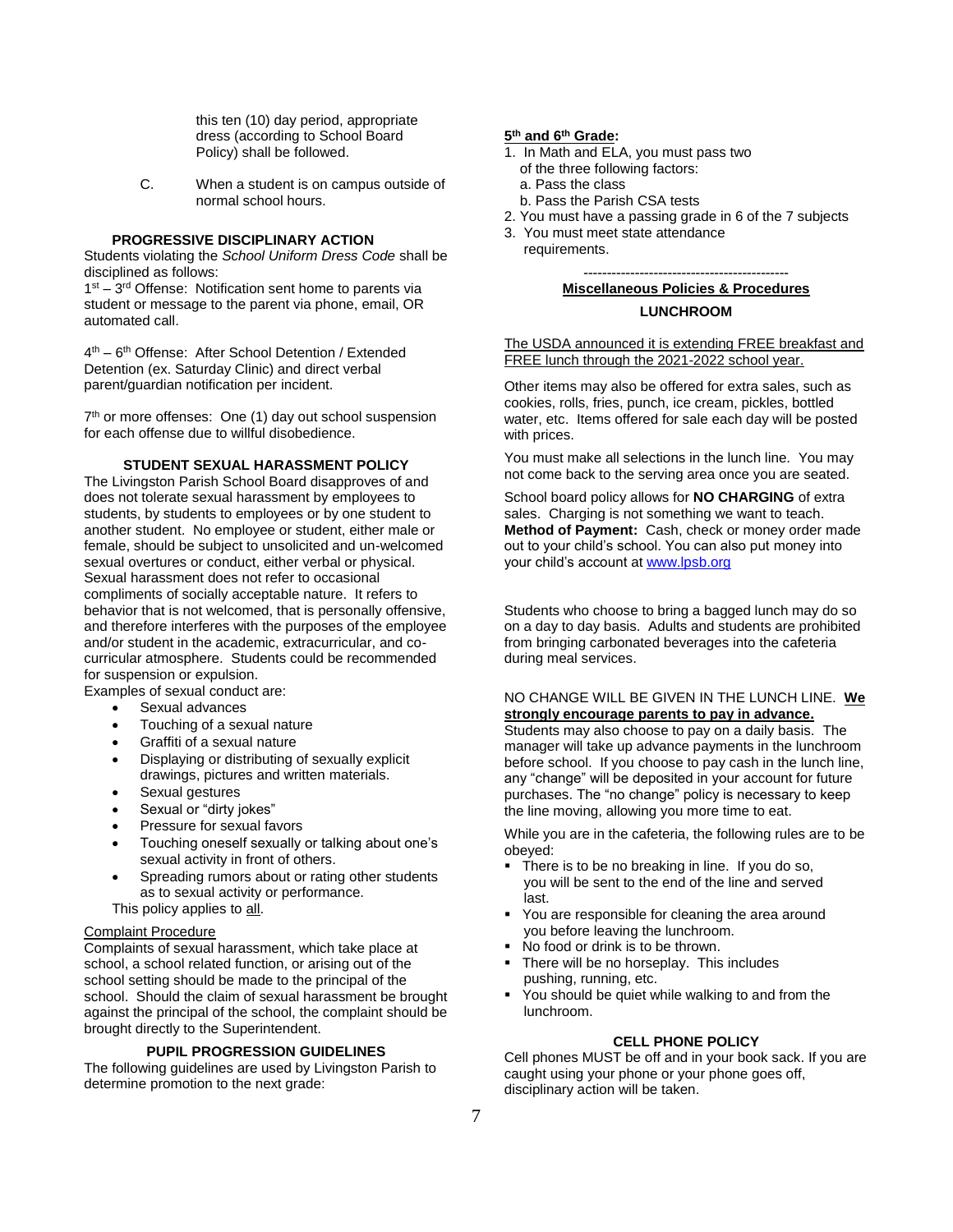this ten (10) day period, appropriate dress (according to School Board Policy) shall be followed.

C. When a student is on campus outside of normal school hours.

### PROGRESSIVE DISCIPLINARY ACTION

Students violating the *School Uniform Dress Code* shall be disciplined as follows:

1st – 3rd Offense: Notification sent home to parents via student or message to the parent via phone, email, OR automated call.

4th – 6th Offense: After School Detention / Extended Detention (ex. Saturday Clinic) and direct verbal parent/guardian notification per incident.

7th or more offenses: One (1) day out school suspension for each offense due to willful disobedience.

### STUDENT SEXUAL HARASSMENT POLICY

The Livingston Parish School Board disapproves of and does not tolerate sexual harassment by employees to students, by students to employees or by one student to another student. No employee or student, either male or female, should be subject to unsolicited and un-welcomed sexual overtures or conduct, either verbal or physical. Sexual harassment does not refer to occasional compliments of socially acceptable nature. It refers to behavior that is not welcomed, that is personally offensive, and therefore interferes with the purposes of the employee and/or student in the academic, extracurricular, and co-curricular atmosphere. Students could be recommended for suspension or expulsion.

Examples of sexual conduct are:

- Sexual advances
- Touching of a sexual nature
- Graffiti of a sexual nature
- Displaying or distributing of sexually explicit drawings, pictures and written materials.
- Sexual gestures
- Sexual or "dirty jokes"
- Pressure for sexual favors
- Touching oneself sexually or talking about one's sexual activity in front of others.
- Spreading rumors about or rating other students as to sexual activity or performance.

This policy applies to all.

Complaint Procedure

Complaints of sexual harassment, which take place at school, a school related function, or arising out of the school setting should be made to the principal of the school. Should the claim of sexual harassment be brought against the principal of the school, the complaint should be brought directly to the Superintendent.

### PUPIL PROGRESSION GUIDELINES

The following guidelines are used by Livingston Parish to determine promotion to the next grade:

**5th and 6th Grade:**

1. In Math and ELA, you must pass two of the three following factors:
   a. Pass the class
   b. Pass the Parish CSA tests
2. You must have a passing grade in 6 of the 7 subjects
3. You must meet state attendance requirements.

---

## Miscellaneous Policies & Procedures

### LUNCHROOM

The USDA announced it is extending FREE breakfast and FREE lunch through the 2021-2022 school year.

Other items may also be offered for extra sales, such as cookies, rolls, fries, punch, ice cream, pickles, bottled water, etc. Items offered for sale each day will be posted with prices.

You must make all selections in the lunch line. You may not come back to the serving area once you are seated.

School board policy allows for **NO CHARGING** of extra sales. Charging is not something we want to teach. **Method of Payment:** Cash, check or money order made out to your child's school. You can also put money into your child's account at www.lpsb.org

Students who choose to bring a bagged lunch may do so on a day to day basis. Adults and students are prohibited from bringing carbonated beverages into the cafeteria during meal services.

NO CHANGE WILL BE GIVEN IN THE LUNCH LINE. **We strongly encourage parents to pay in advance.** Students may also choose to pay on a daily basis. The manager will take up advance payments in the lunchroom before school. If you choose to pay cash in the lunch line, any "change" will be deposited in your account for future purchases. The "no change" policy is necessary to keep the line moving, allowing you more time to eat.

While you are in the cafeteria, the following rules are to be obeyed:

- There is to be no breaking in line. If you do so, you will be sent to the end of the line and served last.
- You are responsible for cleaning the area around you before leaving the lunchroom.
- No food or drink is to be thrown.
- There will be no horseplay. This includes pushing, running, etc.
- You should be quiet while walking to and from the lunchroom.

### CELL PHONE POLICY

Cell phones MUST be off and in your book sack. If you are caught using your phone or your phone goes off, disciplinary action will be taken.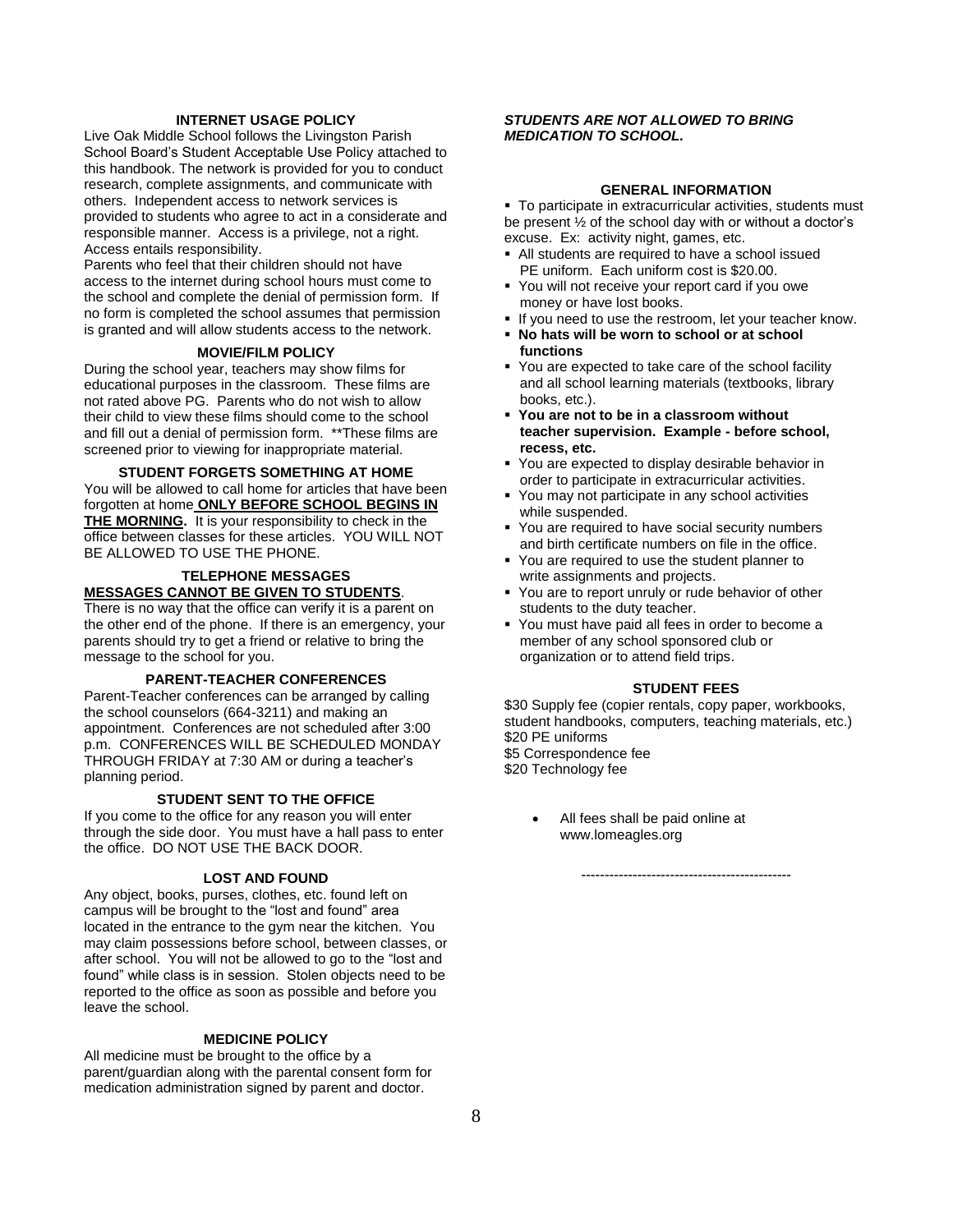### INTERNET USAGE POLICY

Live Oak Middle School follows the Livingston Parish School Board's Student Acceptable Use Policy attached to this handbook. The network is provided for you to conduct research, complete assignments, and communicate with others. Independent access to network services is provided to students who agree to act in a considerate and responsible manner. Access is a privilege, not a right. Access entails responsibility.

Parents who feel that their children should not have access to the internet during school hours must come to the school and complete the denial of permission form. If no form is completed the school assumes that permission is granted and will allow students access to the network.

### MOVIE/FILM POLICY

During the school year, teachers may show films for educational purposes in the classroom. These films are not rated above PG. Parents who do not wish to allow their child to view these films should come to the school and fill out a denial of permission form. **These films are screened prior to viewing for inappropriate material.

### STUDENT FORGETS SOMETHING AT HOME

You will be allowed to call home for articles that have been forgotten at home **ONLY BEFORE SCHOOL BEGINS IN THE MORNING.** It is your responsibility to check in the office between classes for these articles. YOU WILL NOT BE ALLOWED TO USE THE PHONE.

### TELEPHONE MESSAGES

**MESSAGES CANNOT BE GIVEN TO STUDENTS**.

There is no way that the office can verify it is a parent on the other end of the phone. If there is an emergency, your parents should try to get a friend or relative to bring the message to the school for you.

### PARENT-TEACHER CONFERENCES

Parent-Teacher conferences can be arranged by calling the school counselors (664-3211) and making an appointment. Conferences are not scheduled after 3:00 p.m. CONFERENCES WILL BE SCHEDULED MONDAY THROUGH FRIDAY at 7:30 AM or during a teacher's planning period.

### STUDENT SENT TO THE OFFICE

If you come to the office for any reason you will enter through the side door. You must have a hall pass to enter the office. DO NOT USE THE BACK DOOR.

### LOST AND FOUND

Any object, books, purses, clothes, etc. found left on campus will be brought to the "lost and found" area located in the entrance to the gym near the kitchen. You may claim possessions before school, between classes, or after school. You will not be allowed to go to the "lost and found" while class is in session. Stolen objects need to be reported to the office as soon as possible and before you leave the school.

### MEDICINE POLICY

All medicine must be brought to the office by a parent/guardian along with the parental consent form for medication administration signed by parent and doctor.

***STUDENTS ARE NOT ALLOWED TO BRING MEDICATION TO SCHOOL.***

### GENERAL INFORMATION

- To participate in extracurricular activities, students must be present ½ of the school day with or without a doctor's excuse. Ex: activity night, games, etc.
- All students are required to have a school issued PE uniform. Each uniform cost is $20.00.
- You will not receive your report card if you owe money or have lost books.
- If you need to use the restroom, let your teacher know.
- **No hats will be worn to school or at school functions**
- You are expected to take care of the school facility and all school learning materials (textbooks, library books, etc.).
- **You are not to be in a classroom without teacher supervision. Example - before school, recess, etc.**
- You are expected to display desirable behavior in order to participate in extracurricular activities.
- You may not participate in any school activities while suspended.
- You are required to have social security numbers and birth certificate numbers on file in the office.
- You are required to use the student planner to write assignments and projects.
- You are to report unruly or rude behavior of other students to the duty teacher.
- You must have paid all fees in order to become a member of any school sponsored club or organization or to attend field trips.

### STUDENT FEES

$30 Supply fee (copier rentals, copy paper, workbooks, student handbooks, computers, teaching materials, etc.)
$20 PE uniforms
$5 Correspondence fee
$20 Technology fee

- All fees shall be paid online at www.lomeagles.org

---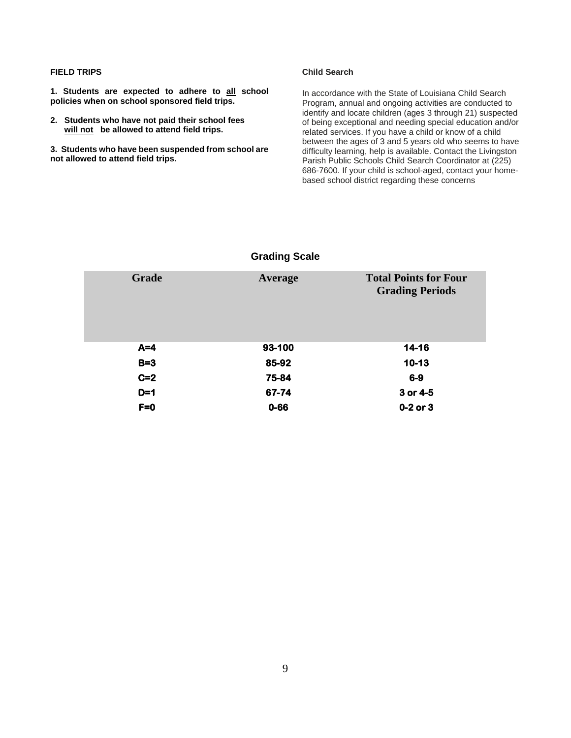**FIELD TRIPS**

**1. Students are expected to adhere to all school policies when on school sponsored field trips.**

**2. Students who have not paid their school fees will not be allowed to attend field trips.**

**3. Students who have been suspended from school are not allowed to attend field trips.**

**Child Search**

In accordance with the State of Louisiana Child Search Program, annual and ongoing activities are conducted to identify and locate children (ages 3 through 21) suspected of being exceptional and needing special education and/or related services. If you have a child or know of a child between the ages of 3 and 5 years old who seems to have difficulty learning, help is available. Contact the Livingston Parish Public Schools Child Search Coordinator at (225) 686-7600. If your child is school-aged, contact your home-based school district regarding these concerns

## Grading Scale

| Grade | Average | Total Points for Four Grading Periods |
|---|---|---|
| A=4 | 93-100 | 14-16 |
| B=3 | 85-92 | 10-13 |
| C=2 | 75-84 | 6-9 |
| D=1 | 67-74 | 3 or 4-5 |
| F=0 | 0-66 | 0-2 or 3 |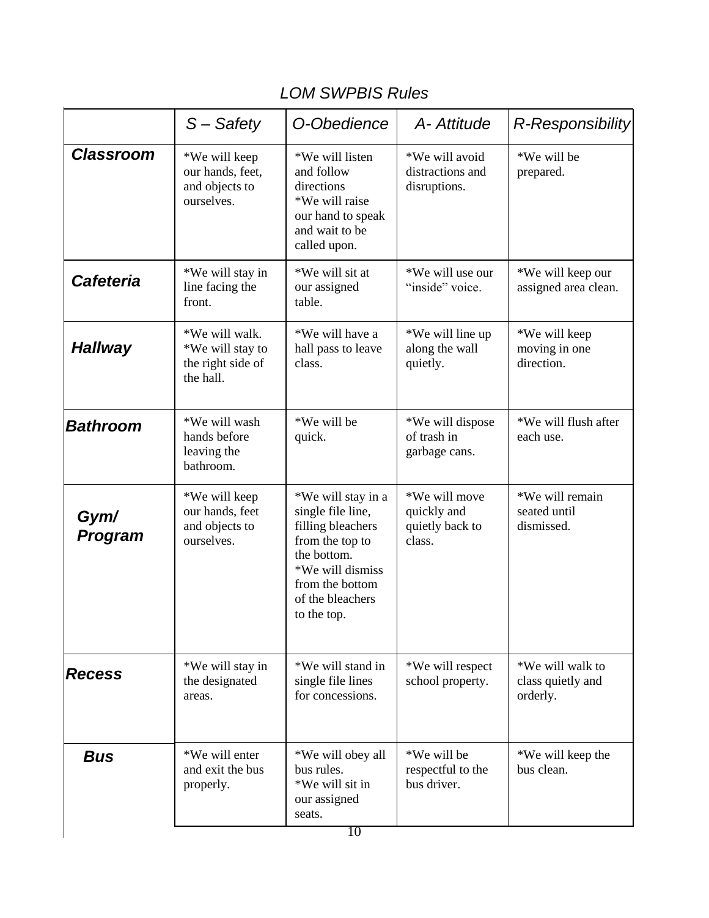*LOM SWPBIS Rules*

| | *S – Safety* | *O-Obedience* | *A- Attitude* | *R-Responsibility* |
|---|---|---|---|---|
| ***Classroom*** | *We will keep our hands, feet, and objects to ourselves. | *We will listen and follow directions<br>*We will raise our hand to speak and wait to be called upon. | *We will avoid distractions and disruptions. | *We will be prepared. |
| ***Cafeteria*** | *We will stay in line facing the front. | *We will sit at our assigned table. | *We will use our "inside" voice. | *We will keep our assigned area clean. |
| ***Hallway*** | *We will walk.<br>*We will stay to the right side of the hall. | *We will have a hall pass to leave class. | *We will line up along the wall quietly. | *We will keep moving in one direction. |
| ***Bathroom*** | *We will wash hands before leaving the bathroom. | *We will be quick. | *We will dispose of trash in garbage cans. | *We will flush after each use. |
| ***Gym/ Program*** | *We will keep our hands, feet and objects to ourselves. | *We will stay in a single file line, filling bleachers from the top to the bottom.<br>*We will dismiss from the bottom of the bleachers to the top. | *We will move quickly and quietly back to class. | *We will remain seated until dismissed. |
| ***Recess*** | *We will stay in the designated areas. | *We will stand in single file lines for concessions. | *We will respect school property. | *We will walk to class quietly and orderly. |
| ***Bus*** | *We will enter and exit the bus properly. | *We will obey all bus rules.<br>*We will sit in our assigned seats. | *We will be respectful to the bus driver. | *We will keep the bus clean. |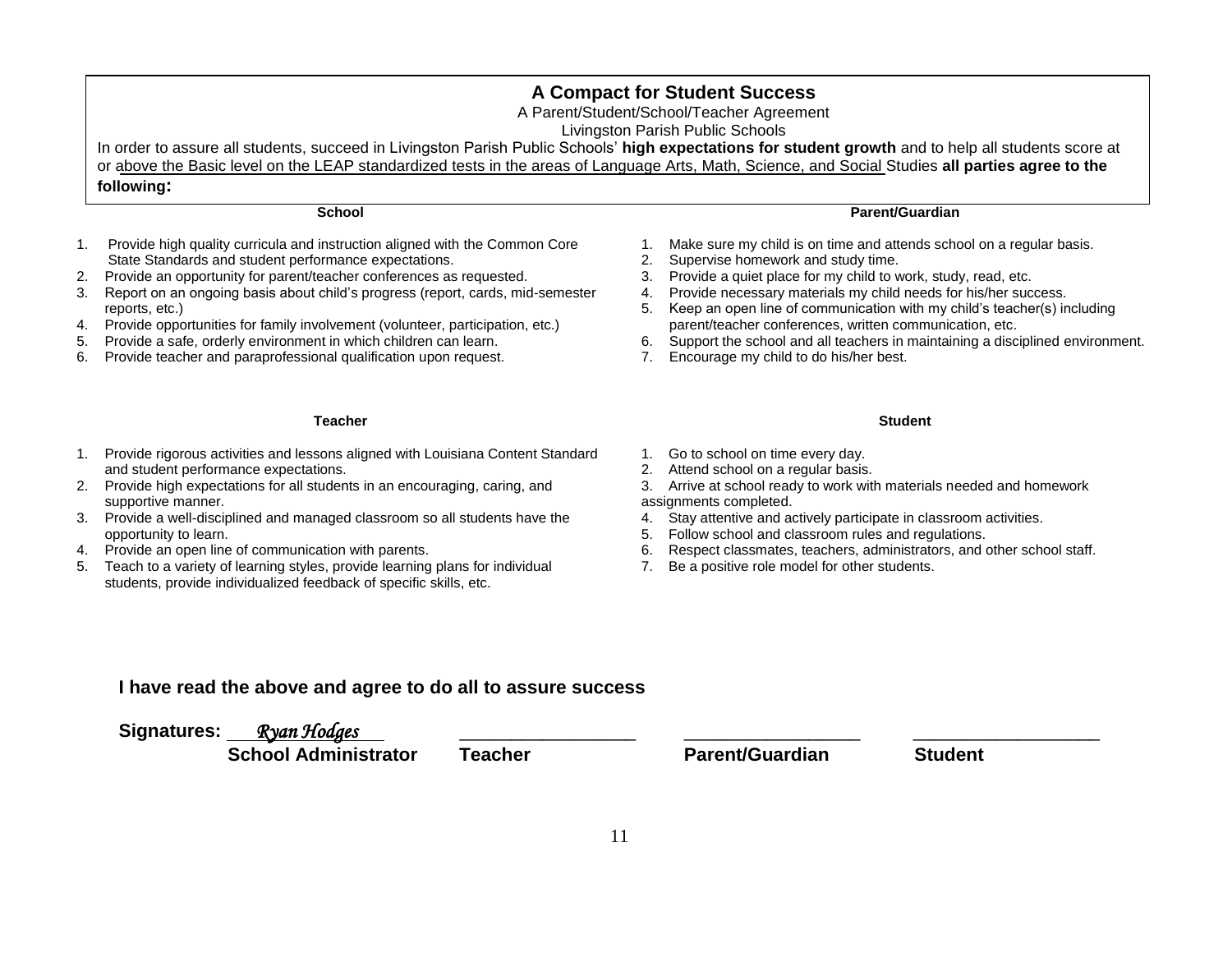# A Compact for Student Success

A Parent/Student/School/Teacher Agreement

Livingston Parish Public Schools

In order to assure all students, succeed in Livingston Parish Public Schools' **high expectations for student growth** and to help all students score at or above the Basic level on the LEAP standardized tests in the areas of Language Arts, Math, Science, and Social Studies **all parties agree to the following:**

### School

1. Provide high quality curricula and instruction aligned with the Common Core State Standards and student performance expectations.
2. Provide an opportunity for parent/teacher conferences as requested.
3. Report on an ongoing basis about child's progress (report, cards, mid-semester reports, etc.)
4. Provide opportunities for family involvement (volunteer, participation, etc.)
5. Provide a safe, orderly environment in which children can learn.
6. Provide teacher and paraprofessional qualification upon request.

### Parent/Guardian

1. Make sure my child is on time and attends school on a regular basis.
2. Supervise homework and study time.
3. Provide a quiet place for my child to work, study, read, etc.
4. Provide necessary materials my child needs for his/her success.
5. Keep an open line of communication with my child's teacher(s) including parent/teacher conferences, written communication, etc.
6. Support the school and all teachers in maintaining a disciplined environment.
7. Encourage my child to do his/her best.

### Teacher

1. Provide rigorous activities and lessons aligned with Louisiana Content Standard and student performance expectations.
2. Provide high expectations for all students in an encouraging, caring, and supportive manner.
3. Provide a well-disciplined and managed classroom so all students have the opportunity to learn.
4. Provide an open line of communication with parents.
5. Teach to a variety of learning styles, provide learning plans for individual students, provide individualized feedback of specific skills, etc.

### Student

1. Go to school on time every day.
2. Attend school on a regular basis.
3. Arrive at school ready to work with materials needed and homework assignments completed.
4. Stay attentive and actively participate in classroom activities.
5. Follow school and classroom rules and regulations.
6. Respect classmates, teachers, administrators, and other school staff.
7. Be a positive role model for other students.

**I have read the above and agree to do all to assure success**

**Signatures:** *Ryan Hodges* ________________ ________________ ________________

**School Administrator** **Teacher** **Parent/Guardian** **Student**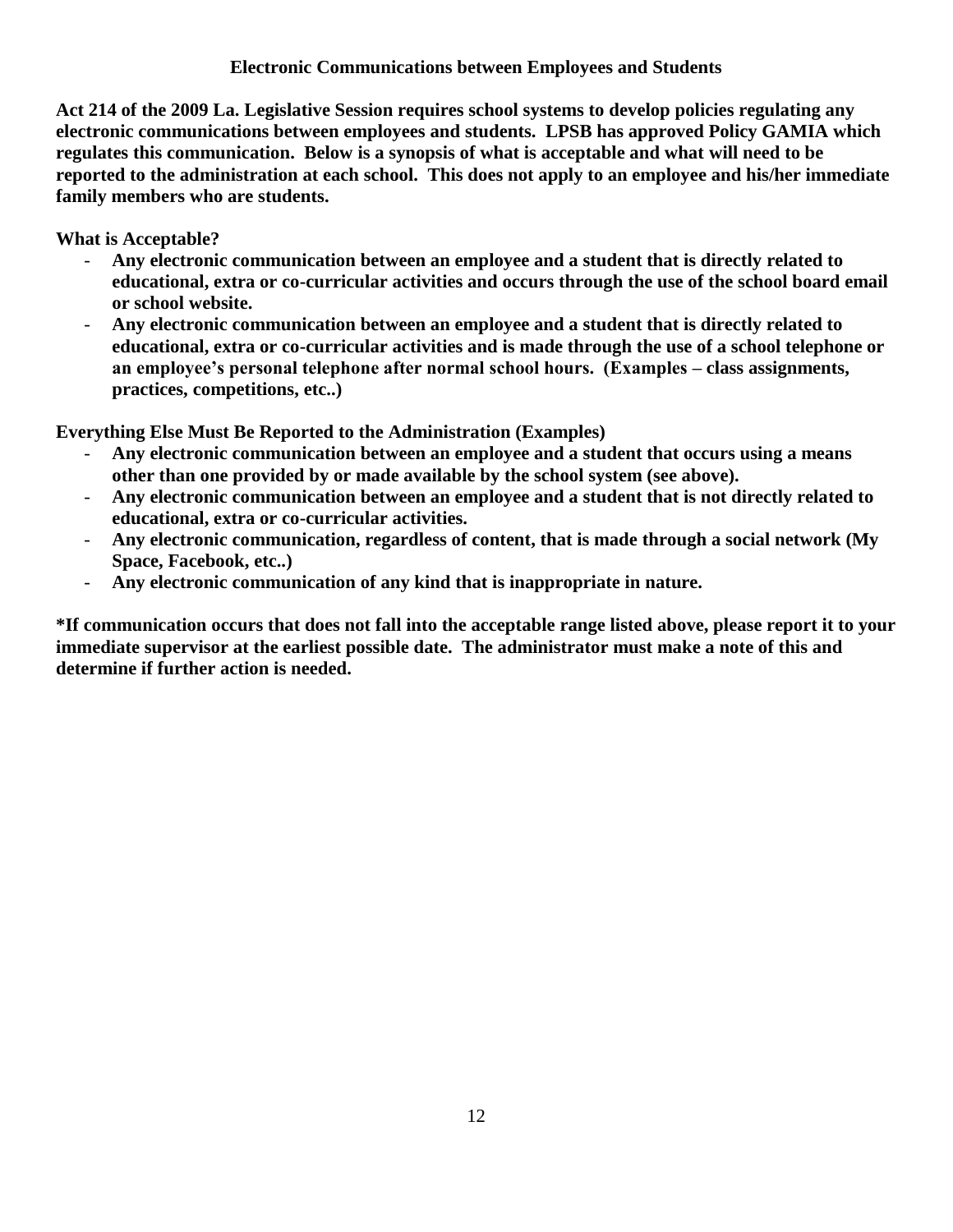## Electronic Communications between Employees and Students

**Act 214 of the 2009 La. Legislative Session requires school systems to develop policies regulating any electronic communications between employees and students. LPSB has approved Policy GAMIA which regulates this communication. Below is a synopsis of what is acceptable and what will need to be reported to the administration at each school. This does not apply to an employee and his/her immediate family members who are students.**

**What is Acceptable?**

- **Any electronic communication between an employee and a student that is directly related to educational, extra or co-curricular activities and occurs through the use of the school board email or school website.**
- **Any electronic communication between an employee and a student that is directly related to educational, extra or co-curricular activities and is made through the use of a school telephone or an employee's personal telephone after normal school hours. (Examples – class assignments, practices, competitions, etc..)**

**Everything Else Must Be Reported to the Administration (Examples)**

- **Any electronic communication between an employee and a student that occurs using a means other than one provided by or made available by the school system (see above).**
- **Any electronic communication between an employee and a student that is not directly related to educational, extra or co-curricular activities.**
- **Any electronic communication, regardless of content, that is made through a social network (My Space, Facebook, etc..)**
- **Any electronic communication of any kind that is inappropriate in nature.**

**\*If communication occurs that does not fall into the acceptable range listed above, please report it to your immediate supervisor at the earliest possible date. The administrator must make a note of this and determine if further action is needed.**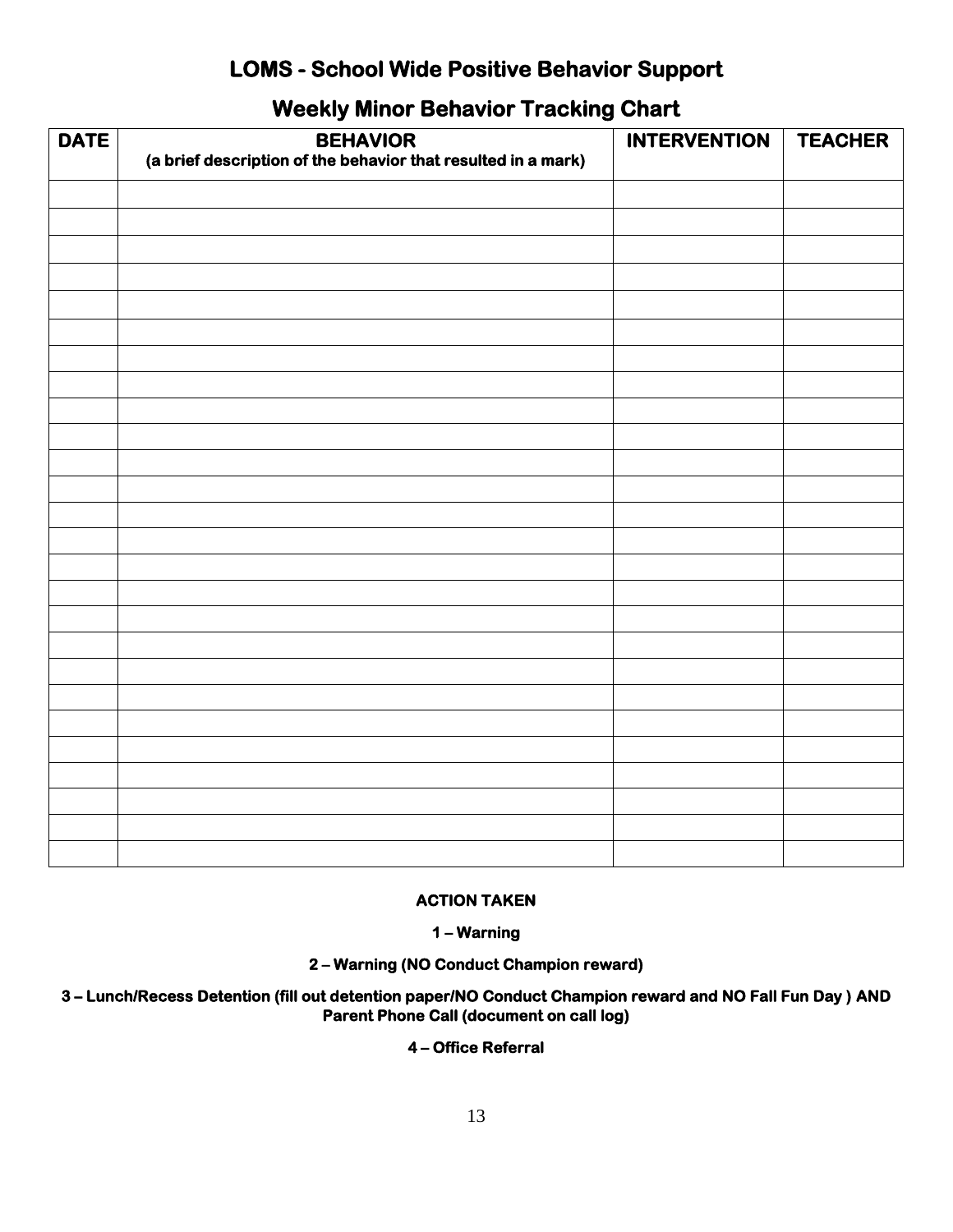# LOMS - School Wide Positive Behavior Support

## Weekly Minor Behavior Tracking Chart

| DATE | BEHAVIOR<br>(a brief description of the behavior that resulted in a mark) | INTERVENTION | TEACHER |
|---|---|---|---|
| | | | |
| | | | |
| | | | |
| | | | |
| | | | |
| | | | |
| | | | |
| | | | |
| | | | |
| | | | |
| | | | |
| | | | |
| | | | |
| | | | |
| | | | |
| | | | |
| | | | |
| | | | |
| | | | |
| | | | |
| | | | |
| | | | |
| | | | |
| | | | |
| | | | |
| | | | |

**ACTION TAKEN**

**1 – Warning**

**2 – Warning (NO Conduct Champion reward)**

**3 – Lunch/Recess Detention (fill out detention paper/NO Conduct Champion reward and NO Fall Fun Day ) AND Parent Phone Call (document on call log)**

**4 – Office Referral**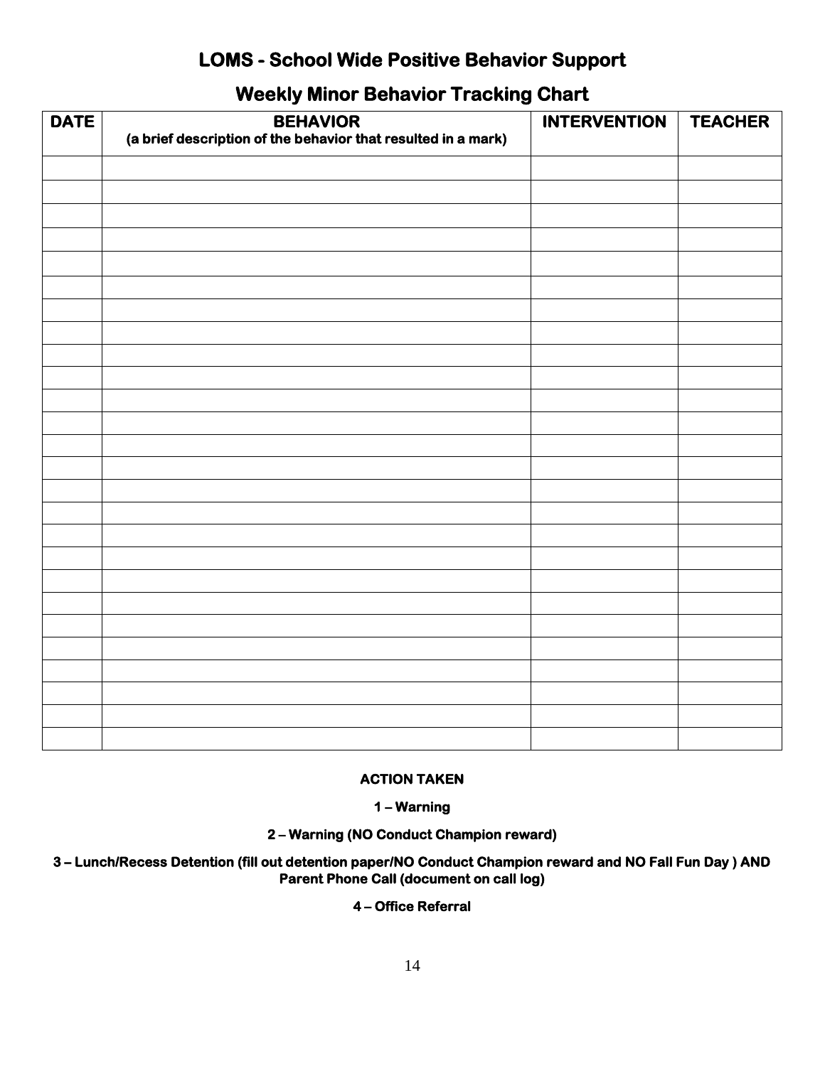# LOMS - School Wide Positive Behavior Support

## Weekly Minor Behavior Tracking Chart

| DATE | BEHAVIOR (a brief description of the behavior that resulted in a mark) | INTERVENTION | TEACHER |
|---|---|---|---|
| | | | |
| | | | |
| | | | |
| | | | |
| | | | |
| | | | |
| | | | |
| | | | |
| | | | |
| | | | |
| | | | |
| | | | |
| | | | |
| | | | |
| | | | |
| | | | |
| | | | |
| | | | |
| | | | |
| | | | |
| | | | |
| | | | |
| | | | |
| | | | |
| | | | |
| | | | |

**ACTION TAKEN**

**1 – Warning**

**2 – Warning (NO Conduct Champion reward)**

**3 – Lunch/Recess Detention (fill out detention paper/NO Conduct Champion reward and NO Fall Fun Day ) AND Parent Phone Call (document on call log)**

**4 – Office Referral**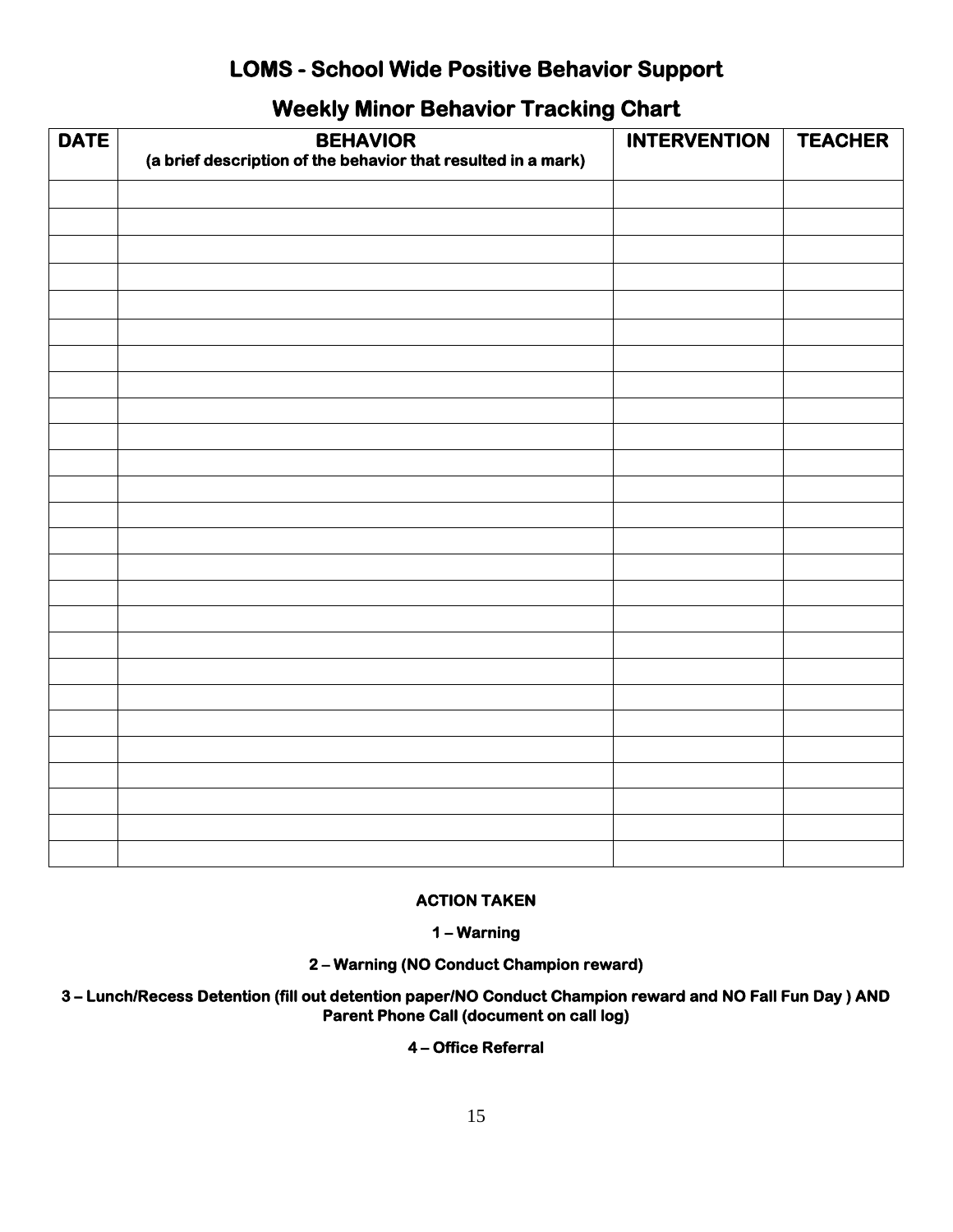# LOMS - School Wide Positive Behavior Support

## Weekly Minor Behavior Tracking Chart

| DATE | BEHAVIOR<br>(a brief description of the behavior that resulted in a mark) | INTERVENTION | TEACHER |
|---|---|---|---|
| | | | |
| | | | |
| | | | |
| | | | |
| | | | |
| | | | |
| | | | |
| | | | |
| | | | |
| | | | |
| | | | |
| | | | |
| | | | |
| | | | |
| | | | |
| | | | |
| | | | |
| | | | |
| | | | |
| | | | |
| | | | |
| | | | |
| | | | |
| | | | |
| | | | |
| | | | |

**ACTION TAKEN**

**1 – Warning**

**2 – Warning (NO Conduct Champion reward)**

**3 – Lunch/Recess Detention (fill out detention paper/NO Conduct Champion reward and NO Fall Fun Day ) AND Parent Phone Call (document on call log)**

**4 – Office Referral**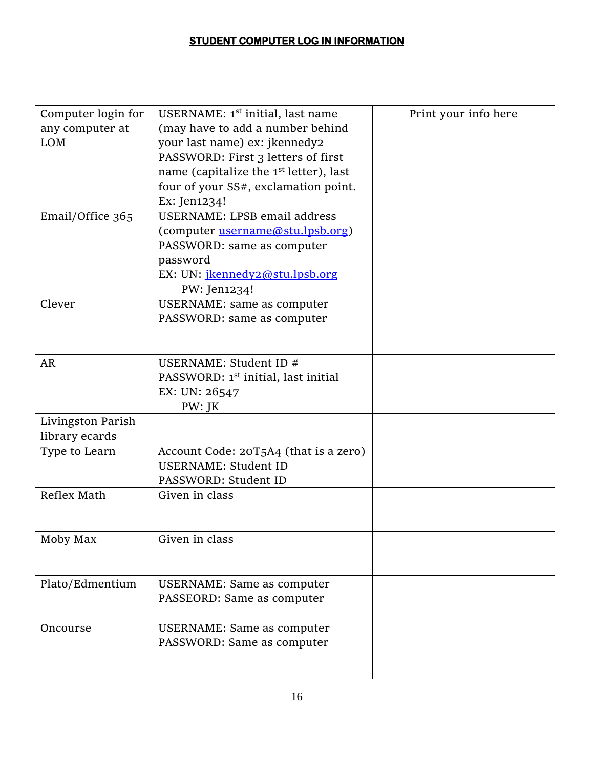**STUDENT COMPUTER LOG IN INFORMATION**

| Computer login for any computer at LOM | USERNAME: 1st initial, last name (may have to add a number behind your last name) ex: jkennedy2<br>PASSWORD: First 3 letters of first name (capitalize the 1st letter), last four of your SS#, exclamation point. Ex: Jen1234! | Print your info here |
|---|---|---|
| Email/Office 365 | USERNAME: LPSB email address (computer username@stu.lpsb.org)<br>PASSWORD: same as computer password<br>EX: UN: jkennedy2@stu.lpsb.org<br>PW: Jen1234! | |
| Clever | USERNAME: same as computer<br>PASSWORD: same as computer | |
| AR | USERNAME: Student ID #<br>PASSWORD: 1st initial, last initial<br>EX: UN: 26547<br>PW: JK | |
| Livingston Parish library ecards | | |
| Type to Learn | Account Code: 20T5A4 (that is a zero)<br>USERNAME: Student ID<br>PASSWORD: Student ID | |
| Reflex Math | Given in class | |
| Moby Max | Given in class | |
| Plato/Edmentium | USERNAME: Same as computer<br>PASSEORD: Same as computer | |
| Oncourse | USERNAME: Same as computer<br>PASSWORD: Same as computer | |
| | | |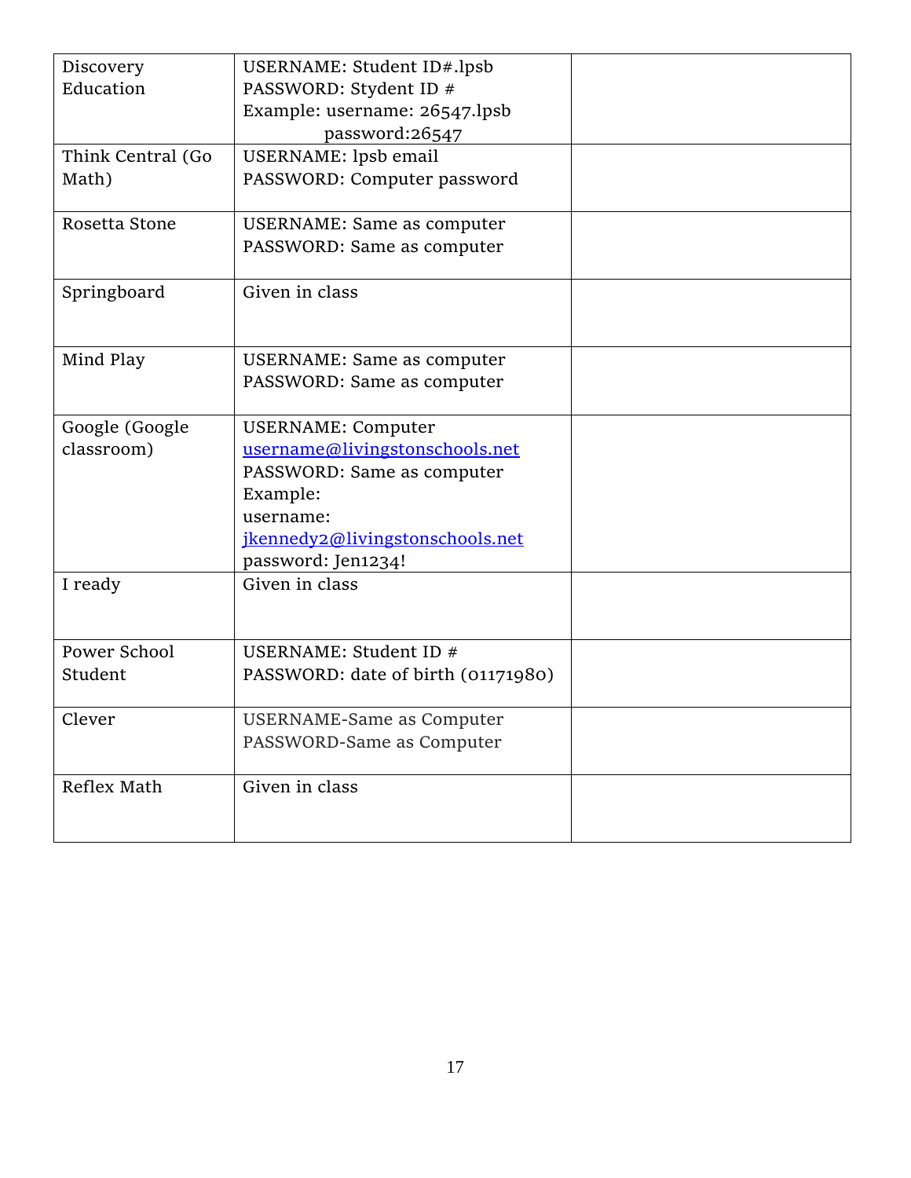| Discovery Education | USERNAME: Student ID#.lpsb<br>PASSWORD: Stydent ID #<br>Example: username: 26547.lpsb<br>password:26547 | |
|---|---|---|
| Think Central (Go Math) | USERNAME: lpsb email<br>PASSWORD: Computer password | |
| Rosetta Stone | USERNAME: Same as computer<br>PASSWORD: Same as computer | |
| Springboard | Given in class | |
| Mind Play | USERNAME: Same as computer<br>PASSWORD: Same as computer | |
| Google (Google classroom) | USERNAME: Computer username@livingstonschools.net<br>PASSWORD: Same as computer<br>Example:<br>username:<br>jkennedy2@livingstonschools.net<br>password: Jen1234! | |
| I ready | Given in class | |
| Power School Student | USERNAME: Student ID #<br>PASSWORD: date of birth (01171980) | |
| Clever | USERNAME-Same as Computer<br>PASSWORD-Same as Computer | |
| Reflex Math | Given in class | |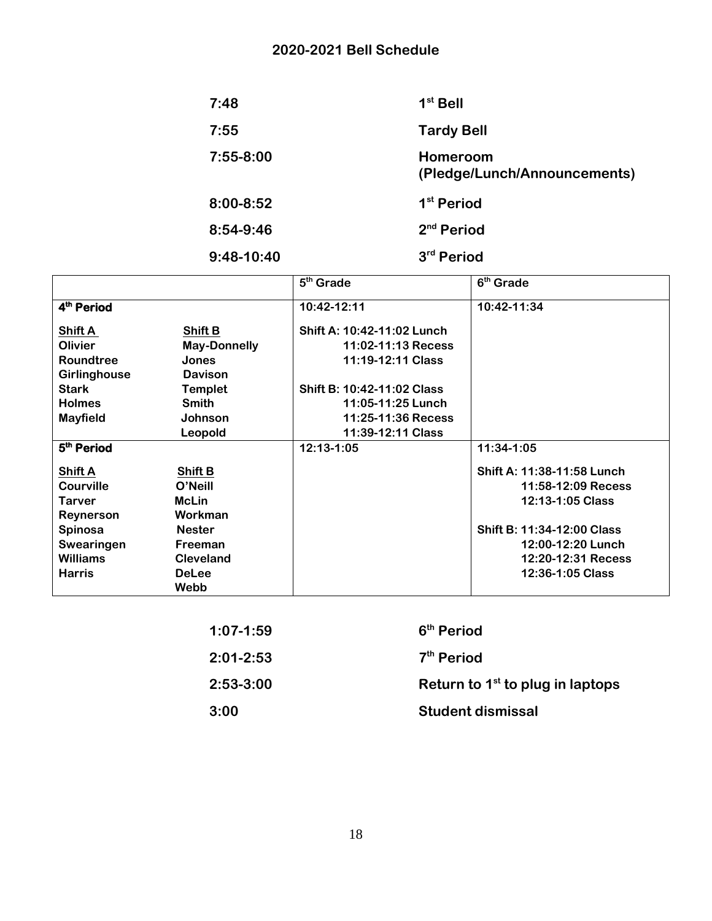## 2020-2021 Bell Schedule

| | |
|---|---|
| 7:48 | 1st Bell |
| 7:55 | Tardy Bell |
| 7:55-8:00 | Homeroom (Pledge/Lunch/Announcements) |
| 8:00-8:52 | 1st Period |
| 8:54-9:46 | 2nd Period |
| 9:48-10:40 | 3rd Period |

| | | 5th Grade | 6th Grade |
|---|---|---|---|
| **4th Period** | | 10:42-12:11 | 10:42-11:34 |
| **Shift A** | **Shift B** | Shift A: 10:42-11:02 Lunch | |
| Olivier | May-Donnelly | 11:02-11:13 Recess | |
| Roundtree | Jones | 11:19-12:11 Class | |
| Girlinghouse | Davison | | |
| Stark | Templet | Shift B: 10:42-11:02 Class | |
| Holmes | Smith | 11:05-11:25 Lunch | |
| Mayfield | Johnson | 11:25-11:36 Recess | |
| | Leopold | 11:39-12:11 Class | |
| **5th Period** | | 12:13-1:05 | 11:34-1:05 |
| **Shift A** | **Shift B** | | Shift A: 11:38-11:58 Lunch |
| Courville | O'Neill | | 11:58-12:09 Recess |
| Tarver | McLin | | 12:13-1:05 Class |
| Reynerson | Workman | | |
| Spinosa | Nester | | Shift B: 11:34-12:00 Class |
| Swearingen | Freeman | | 12:00-12:20 Lunch |
| Williams | Cleveland | | 12:20-12:31 Recess |
| Harris | DeLee | | 12:36-1:05 Class |
| | Webb | | |

| | |
|---|---|
| 1:07-1:59 | 6th Period |
| 2:01-2:53 | 7th Period |
| 2:53-3:00 | Return to 1st to plug in laptops |
| 3:00 | Student dismissal |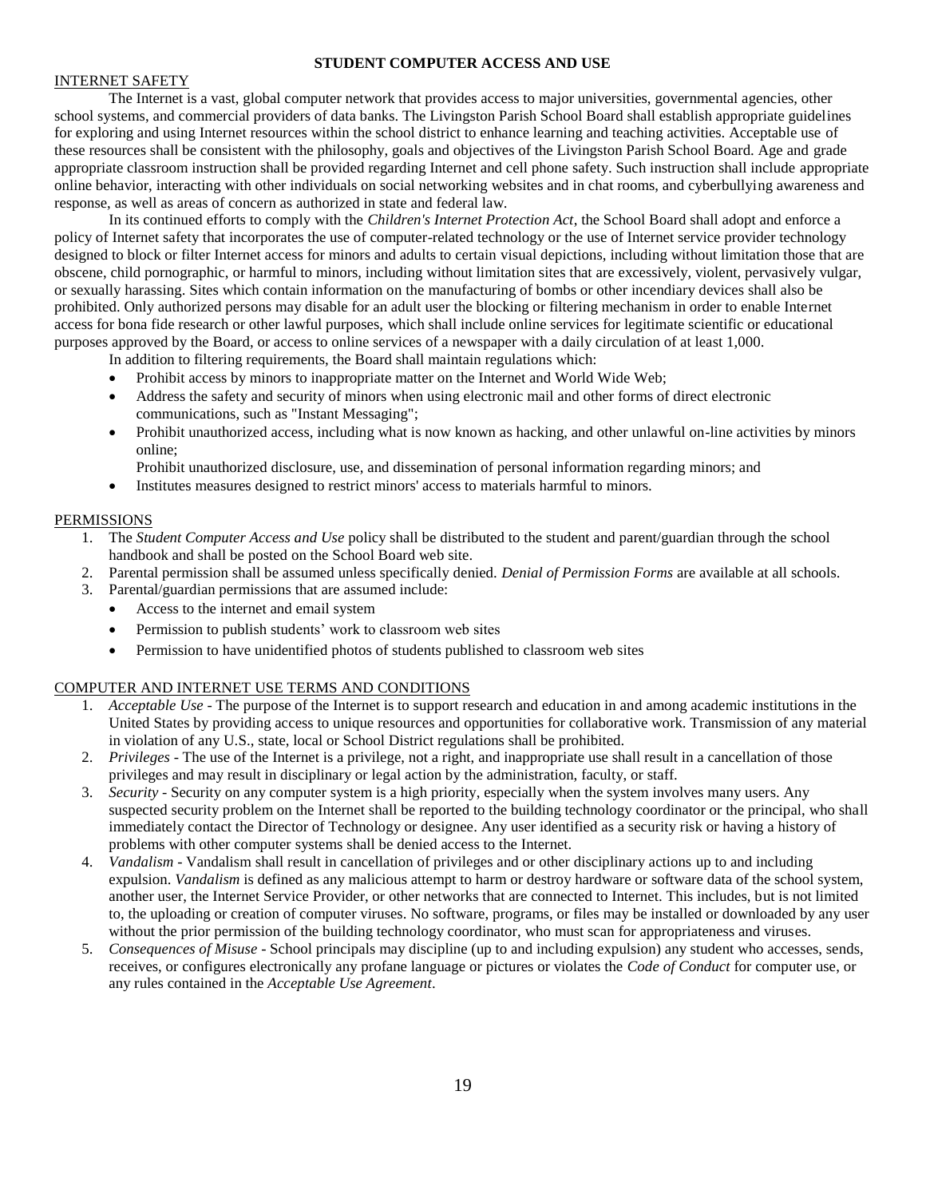# STUDENT COMPUTER ACCESS AND USE

## INTERNET SAFETY

The Internet is a vast, global computer network that provides access to major universities, governmental agencies, other school systems, and commercial providers of data banks. The Livingston Parish School Board shall establish appropriate guidelines for exploring and using Internet resources within the school district to enhance learning and teaching activities. Acceptable use of these resources shall be consistent with the philosophy, goals and objectives of the Livingston Parish School Board. Age and grade appropriate classroom instruction shall be provided regarding Internet and cell phone safety. Such instruction shall include appropriate online behavior, interacting with other individuals on social networking websites and in chat rooms, and cyberbullying awareness and response, as well as areas of concern as authorized in state and federal law.

In its continued efforts to comply with the *Children's Internet Protection Act*, the School Board shall adopt and enforce a policy of Internet safety that incorporates the use of computer-related technology or the use of Internet service provider technology designed to block or filter Internet access for minors and adults to certain visual depictions, including without limitation those that are obscene, child pornographic, or harmful to minors, including without limitation sites that are excessively, violent, pervasively vulgar, or sexually harassing. Sites which contain information on the manufacturing of bombs or other incendiary devices shall also be prohibited. Only authorized persons may disable for an adult user the blocking or filtering mechanism in order to enable Internet access for bona fide research or other lawful purposes, which shall include online services for legitimate scientific or educational purposes approved by the Board, or access to online services of a newspaper with a daily circulation of at least 1,000.

In addition to filtering requirements, the Board shall maintain regulations which:

- Prohibit access by minors to inappropriate matter on the Internet and World Wide Web;
- Address the safety and security of minors when using electronic mail and other forms of direct electronic communications, such as "Instant Messaging";
- Prohibit unauthorized access, including what is now known as hacking, and other unlawful on-line activities by minors online;

  Prohibit unauthorized disclosure, use, and dissemination of personal information regarding minors; and
- Institutes measures designed to restrict minors' access to materials harmful to minors.

## PERMISSIONS

1. The *Student Computer Access and Use* policy shall be distributed to the student and parent/guardian through the school handbook and shall be posted on the School Board web site.
2. Parental permission shall be assumed unless specifically denied. *Denial of Permission Forms* are available at all schools.
3. Parental/guardian permissions that are assumed include:
   - Access to the internet and email system
   - Permission to publish students' work to classroom web sites
   - Permission to have unidentified photos of students published to classroom web sites

## COMPUTER AND INTERNET USE TERMS AND CONDITIONS

1. *Acceptable Use* - The purpose of the Internet is to support research and education in and among academic institutions in the United States by providing access to unique resources and opportunities for collaborative work. Transmission of any material in violation of any U.S., state, local or School District regulations shall be prohibited.
2. *Privileges* - The use of the Internet is a privilege, not a right, and inappropriate use shall result in a cancellation of those privileges and may result in disciplinary or legal action by the administration, faculty, or staff.
3. *Security* - Security on any computer system is a high priority, especially when the system involves many users. Any suspected security problem on the Internet shall be reported to the building technology coordinator or the principal, who shall immediately contact the Director of Technology or designee. Any user identified as a security risk or having a history of problems with other computer systems shall be denied access to the Internet.
4. *Vandalism* - Vandalism shall result in cancellation of privileges and or other disciplinary actions up to and including expulsion. *Vandalism* is defined as any malicious attempt to harm or destroy hardware or software data of the school system, another user, the Internet Service Provider, or other networks that are connected to Internet. This includes, but is not limited to, the uploading or creation of computer viruses. No software, programs, or files may be installed or downloaded by any user without the prior permission of the building technology coordinator, who must scan for appropriateness and viruses.
5. *Consequences of Misuse* - School principals may discipline (up to and including expulsion) any student who accesses, sends, receives, or configures electronically any profane language or pictures or violates the *Code of Conduct* for computer use, or any rules contained in the *Acceptable Use Agreement*.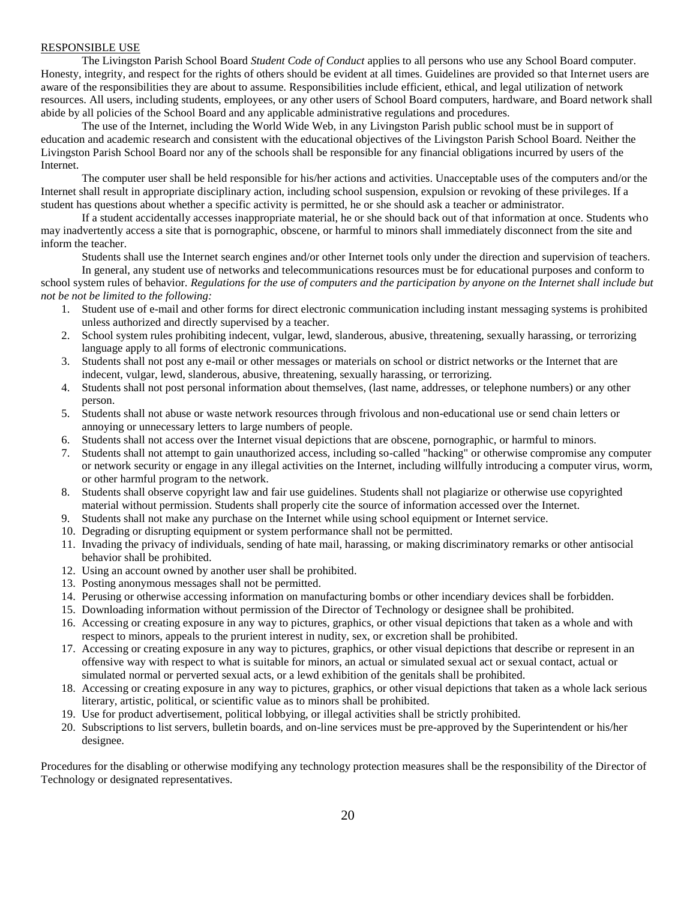RESPONSIBLE USE

The Livingston Parish School Board *Student Code of Conduct* applies to all persons who use any School Board computer. Honesty, integrity, and respect for the rights of others should be evident at all times. Guidelines are provided so that Internet users are aware of the responsibilities they are about to assume. Responsibilities include efficient, ethical, and legal utilization of network resources. All users, including students, employees, or any other users of School Board computers, hardware, and Board network shall abide by all policies of the School Board and any applicable administrative regulations and procedures.

The use of the Internet, including the World Wide Web, in any Livingston Parish public school must be in support of education and academic research and consistent with the educational objectives of the Livingston Parish School Board. Neither the Livingston Parish School Board nor any of the schools shall be responsible for any financial obligations incurred by users of the Internet.

The computer user shall be held responsible for his/her actions and activities. Unacceptable uses of the computers and/or the Internet shall result in appropriate disciplinary action, including school suspension, expulsion or revoking of these privileges. If a student has questions about whether a specific activity is permitted, he or she should ask a teacher or administrator.

If a student accidentally accesses inappropriate material, he or she should back out of that information at once. Students who may inadvertently access a site that is pornographic, obscene, or harmful to minors shall immediately disconnect from the site and inform the teacher.

Students shall use the Internet search engines and/or other Internet tools only under the direction and supervision of teachers.

In general, any student use of networks and telecommunications resources must be for educational purposes and conform to school system rules of behavior. *Regulations for the use of computers and the participation by anyone on the Internet shall include but not be not be limited to the following:*

1. Student use of e-mail and other forms for direct electronic communication including instant messaging systems is prohibited unless authorized and directly supervised by a teacher.
2. School system rules prohibiting indecent, vulgar, lewd, slanderous, abusive, threatening, sexually harassing, or terrorizing language apply to all forms of electronic communications.
3. Students shall not post any e-mail or other messages or materials on school or district networks or the Internet that are indecent, vulgar, lewd, slanderous, abusive, threatening, sexually harassing, or terrorizing.
4. Students shall not post personal information about themselves, (last name, addresses, or telephone numbers) or any other person.
5. Students shall not abuse or waste network resources through frivolous and non-educational use or send chain letters or annoying or unnecessary letters to large numbers of people.
6. Students shall not access over the Internet visual depictions that are obscene, pornographic, or harmful to minors.
7. Students shall not attempt to gain unauthorized access, including so-called "hacking" or otherwise compromise any computer or network security or engage in any illegal activities on the Internet, including willfully introducing a computer virus, worm, or other harmful program to the network.
8. Students shall observe copyright law and fair use guidelines. Students shall not plagiarize or otherwise use copyrighted material without permission. Students shall properly cite the source of information accessed over the Internet.
9. Students shall not make any purchase on the Internet while using school equipment or Internet service.
10. Degrading or disrupting equipment or system performance shall not be permitted.
11. Invading the privacy of individuals, sending of hate mail, harassing, or making discriminatory remarks or other antisocial behavior shall be prohibited.
12. Using an account owned by another user shall be prohibited.
13. Posting anonymous messages shall not be permitted.
14. Perusing or otherwise accessing information on manufacturing bombs or other incendiary devices shall be forbidden.
15. Downloading information without permission of the Director of Technology or designee shall be prohibited.
16. Accessing or creating exposure in any way to pictures, graphics, or other visual depictions that taken as a whole and with respect to minors, appeals to the prurient interest in nudity, sex, or excretion shall be prohibited.
17. Accessing or creating exposure in any way to pictures, graphics, or other visual depictions that describe or represent in an offensive way with respect to what is suitable for minors, an actual or simulated sexual act or sexual contact, actual or simulated normal or perverted sexual acts, or a lewd exhibition of the genitals shall be prohibited.
18. Accessing or creating exposure in any way to pictures, graphics, or other visual depictions that taken as a whole lack serious literary, artistic, political, or scientific value as to minors shall be prohibited.
19. Use for product advertisement, political lobbying, or illegal activities shall be strictly prohibited.
20. Subscriptions to list servers, bulletin boards, and on-line services must be pre-approved by the Superintendent or his/her designee.

Procedures for the disabling or otherwise modifying any technology protection measures shall be the responsibility of the Director of Technology or designated representatives.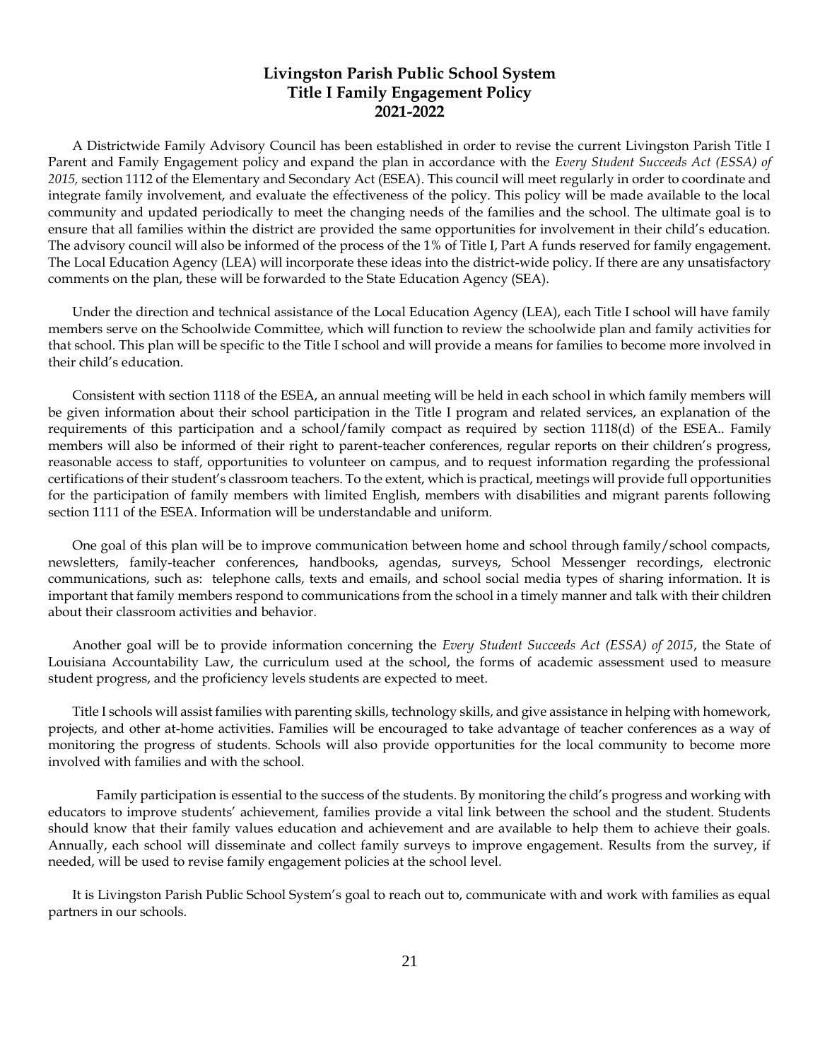# Livingston Parish Public School System
## Title I Family Engagement Policy
## 2021-2022

A Districtwide Family Advisory Council has been established in order to revise the current Livingston Parish Title I Parent and Family Engagement policy and expand the plan in accordance with the *Every Student Succeeds Act (ESSA) of 2015,* section 1112 of the Elementary and Secondary Act (ESEA). This council will meet regularly in order to coordinate and integrate family involvement, and evaluate the effectiveness of the policy. This policy will be made available to the local community and updated periodically to meet the changing needs of the families and the school. The ultimate goal is to ensure that all families within the district are provided the same opportunities for involvement in their child's education. The advisory council will also be informed of the process of the 1% of Title I, Part A funds reserved for family engagement. The Local Education Agency (LEA) will incorporate these ideas into the district-wide policy. If there are any unsatisfactory comments on the plan, these will be forwarded to the State Education Agency (SEA).

Under the direction and technical assistance of the Local Education Agency (LEA), each Title I school will have family members serve on the Schoolwide Committee, which will function to review the schoolwide plan and family activities for that school. This plan will be specific to the Title I school and will provide a means for families to become more involved in their child's education.

Consistent with section 1118 of the ESEA, an annual meeting will be held in each school in which family members will be given information about their school participation in the Title I program and related services, an explanation of the requirements of this participation and a school/family compact as required by section 1118(d) of the ESEA.. Family members will also be informed of their right to parent-teacher conferences, regular reports on their children's progress, reasonable access to staff, opportunities to volunteer on campus, and to request information regarding the professional certifications of their student's classroom teachers. To the extent, which is practical, meetings will provide full opportunities for the participation of family members with limited English, members with disabilities and migrant parents following section 1111 of the ESEA. Information will be understandable and uniform.

One goal of this plan will be to improve communication between home and school through family/school compacts, newsletters, family-teacher conferences, handbooks, agendas, surveys, School Messenger recordings, electronic communications, such as: telephone calls, texts and emails, and school social media types of sharing information. It is important that family members respond to communications from the school in a timely manner and talk with their children about their classroom activities and behavior.

Another goal will be to provide information concerning the *Every Student Succeeds Act (ESSA) of 2015*, the State of Louisiana Accountability Law, the curriculum used at the school, the forms of academic assessment used to measure student progress, and the proficiency levels students are expected to meet.

Title I schools will assist families with parenting skills, technology skills, and give assistance in helping with homework, projects, and other at-home activities. Families will be encouraged to take advantage of teacher conferences as a way of monitoring the progress of students. Schools will also provide opportunities for the local community to become more involved with families and with the school.

Family participation is essential to the success of the students. By monitoring the child's progress and working with educators to improve students' achievement, families provide a vital link between the school and the student. Students should know that their family values education and achievement and are available to help them to achieve their goals. Annually, each school will disseminate and collect family surveys to improve engagement. Results from the survey, if needed, will be used to revise family engagement policies at the school level.

It is Livingston Parish Public School System's goal to reach out to, communicate with and work with families as equal partners in our schools.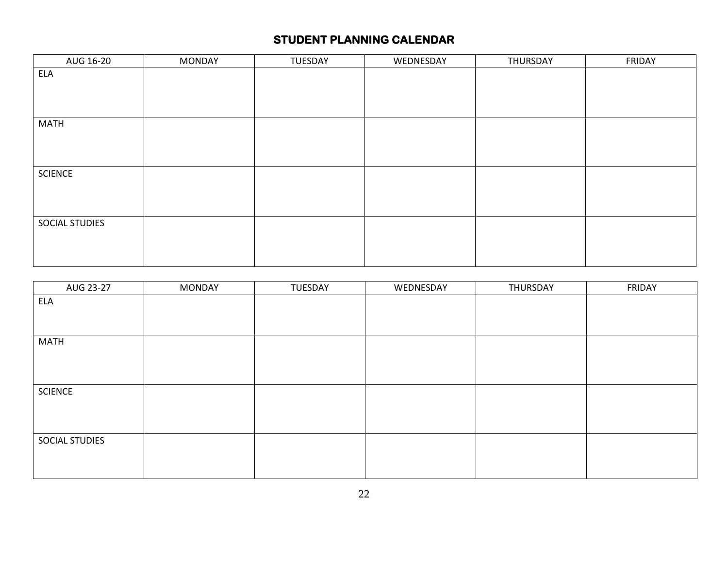# STUDENT PLANNING CALENDAR

| AUG 16-20 | MONDAY | TUESDAY | WEDNESDAY | THURSDAY | FRIDAY |
|---|---|---|---|---|---|
| ELA | | | | | |
| MATH | | | | | |
| SCIENCE | | | | | |
| SOCIAL STUDIES | | | | | |

| AUG 23-27 | MONDAY | TUESDAY | WEDNESDAY | THURSDAY | FRIDAY |
|---|---|---|---|---|---|
| ELA | | | | | |
| MATH | | | | | |
| SCIENCE | | | | | |
| SOCIAL STUDIES | | | | | |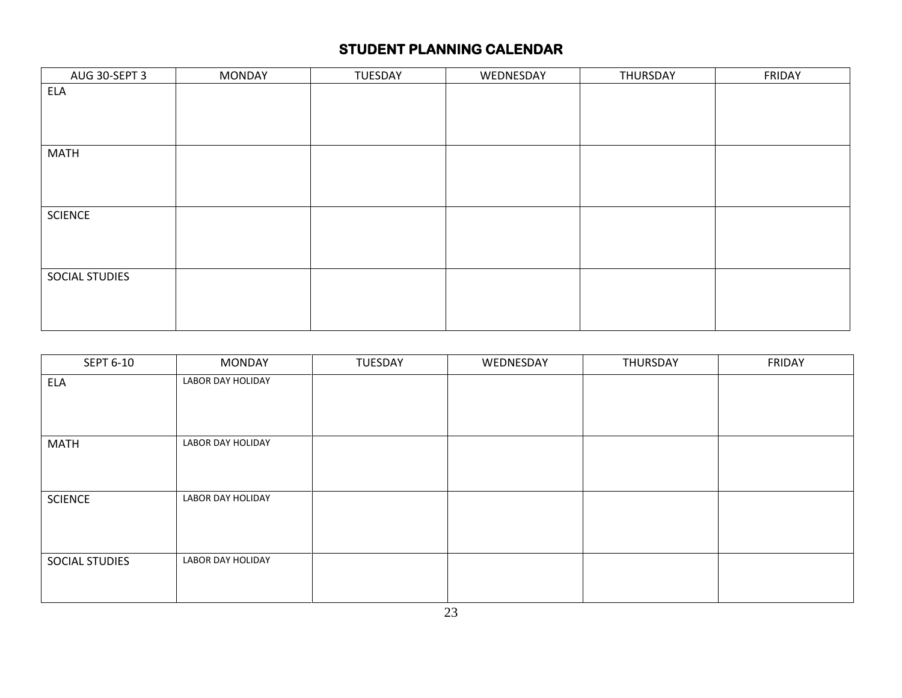## STUDENT PLANNING CALENDAR

| AUG 30-SEPT 3 | MONDAY | TUESDAY | WEDNESDAY | THURSDAY | FRIDAY |
| --- | --- | --- | --- | --- | --- |
| ELA | | | | | |
| MATH | | | | | |
| SCIENCE | | | | | |
| SOCIAL STUDIES | | | | | |

| SEPT 6-10 | MONDAY | TUESDAY | WEDNESDAY | THURSDAY | FRIDAY |
| --- | --- | --- | --- | --- | --- |
| ELA | LABOR DAY HOLIDAY | | | | |
| MATH | LABOR DAY HOLIDAY | | | | |
| SCIENCE | LABOR DAY HOLIDAY | | | | |
| SOCIAL STUDIES | LABOR DAY HOLIDAY | | | | |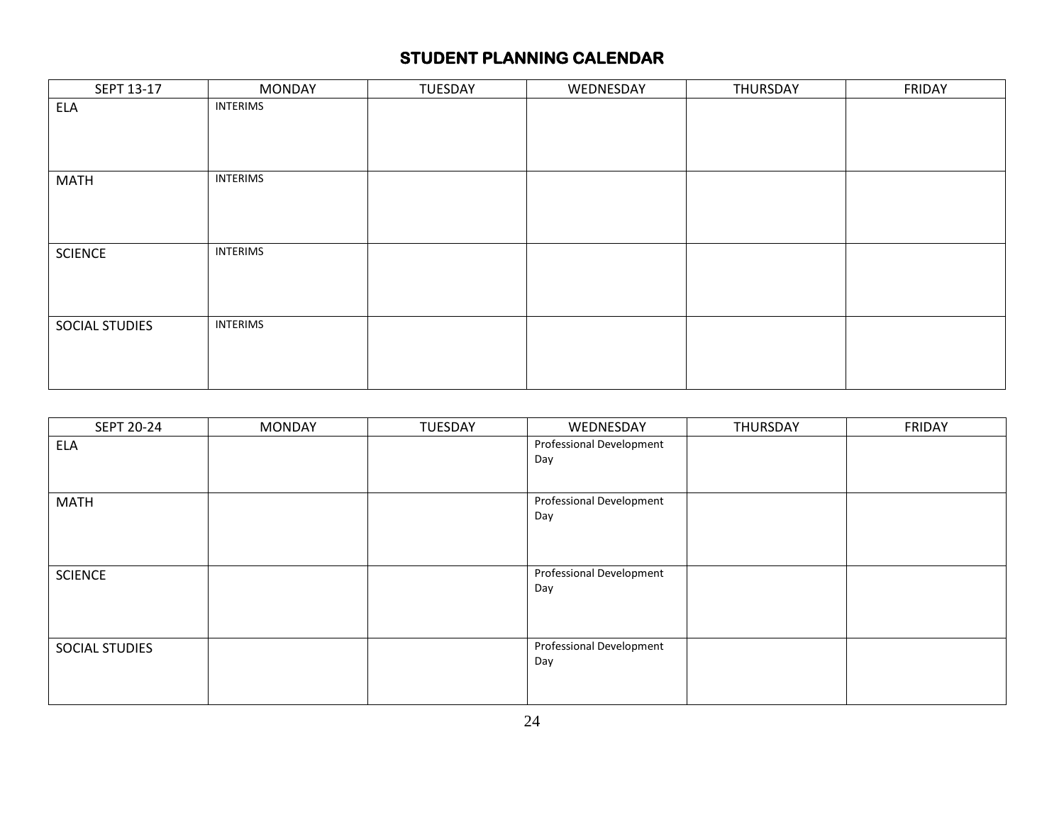## STUDENT PLANNING CALENDAR

| SEPT 13-17 | MONDAY | TUESDAY | WEDNESDAY | THURSDAY | FRIDAY |
|---|---|---|---|---|---|
| ELA | INTERIMS | | | | |
| MATH | INTERIMS | | | | |
| SCIENCE | INTERIMS | | | | |
| SOCIAL STUDIES | INTERIMS | | | | |

| SEPT 20-24 | MONDAY | TUESDAY | WEDNESDAY | THURSDAY | FRIDAY |
|---|---|---|---|---|---|
| ELA | | | Professional Development Day | | |
| MATH | | | Professional Development Day | | |
| SCIENCE | | | Professional Development Day | | |
| SOCIAL STUDIES | | | Professional Development Day | | |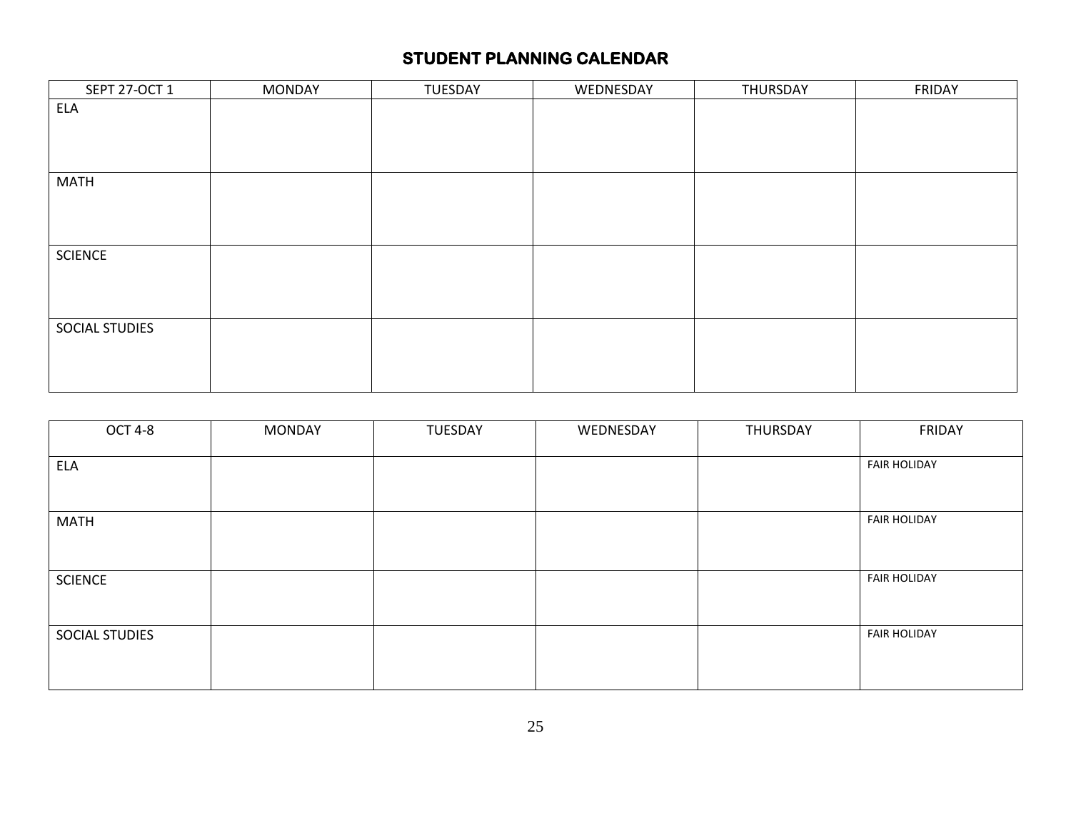## STUDENT PLANNING CALENDAR

| SEPT 27-OCT 1 | MONDAY | TUESDAY | WEDNESDAY | THURSDAY | FRIDAY |
|---|---|---|---|---|---|
| ELA | | | | | |
| MATH | | | | | |
| SCIENCE | | | | | |
| SOCIAL STUDIES | | | | | |

| OCT 4-8 | MONDAY | TUESDAY | WEDNESDAY | THURSDAY | FRIDAY |
|---|---|---|---|---|---|
| ELA | | | | | FAIR HOLIDAY |
| MATH | | | | | FAIR HOLIDAY |
| SCIENCE | | | | | FAIR HOLIDAY |
| SOCIAL STUDIES | | | | | FAIR HOLIDAY |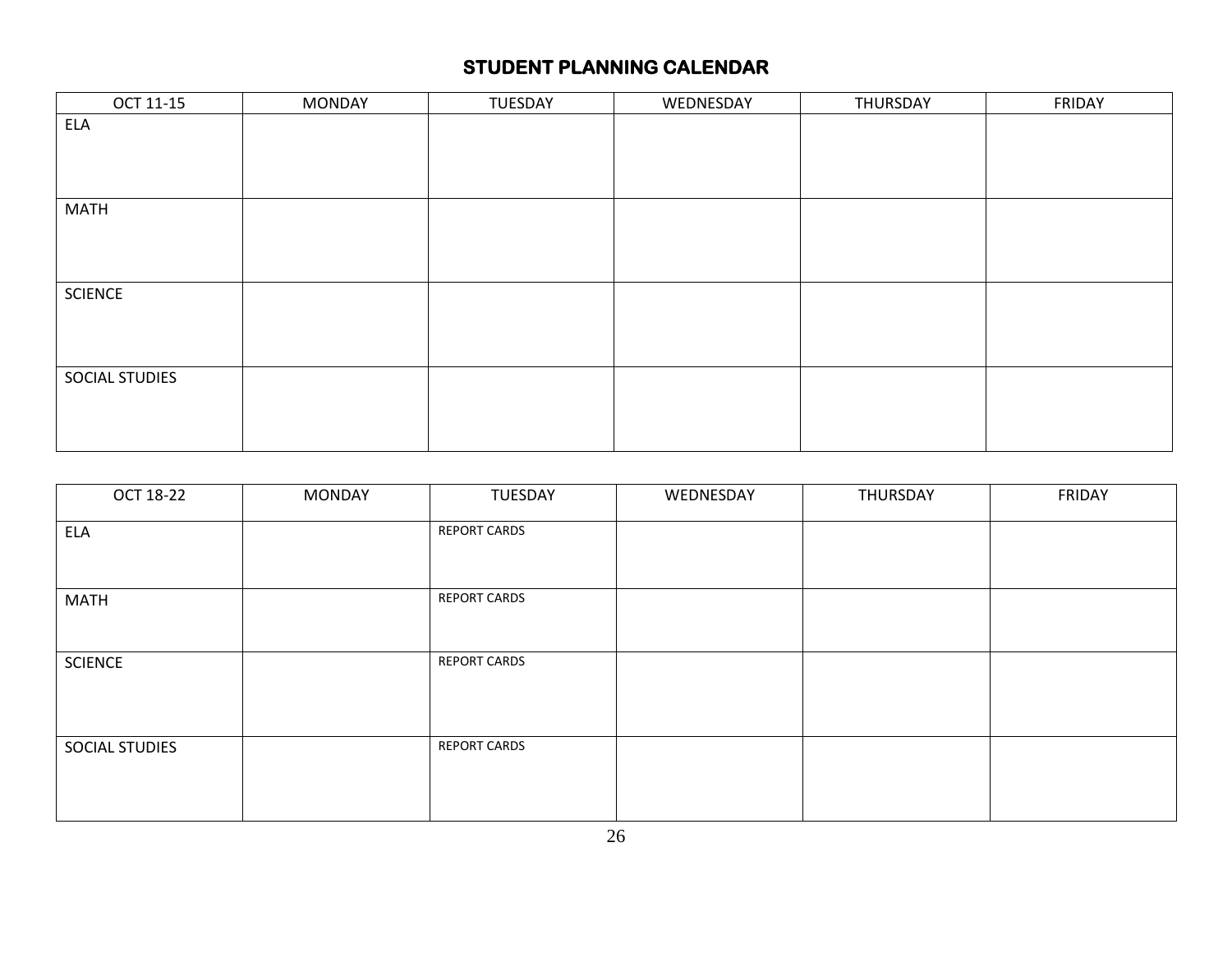## STUDENT PLANNING CALENDAR

| OCT 11-15 | MONDAY | TUESDAY | WEDNESDAY | THURSDAY | FRIDAY |
|---|---|---|---|---|---|
| ELA | | | | | |
| MATH | | | | | |
| SCIENCE | | | | | |
| SOCIAL STUDIES | | | | | |

| OCT 18-22 | MONDAY | TUESDAY | WEDNESDAY | THURSDAY | FRIDAY |
|---|---|---|---|---|---|
| ELA | | REPORT CARDS | | | |
| MATH | | REPORT CARDS | | | |
| SCIENCE | | REPORT CARDS | | | |
| SOCIAL STUDIES | | REPORT CARDS | | | |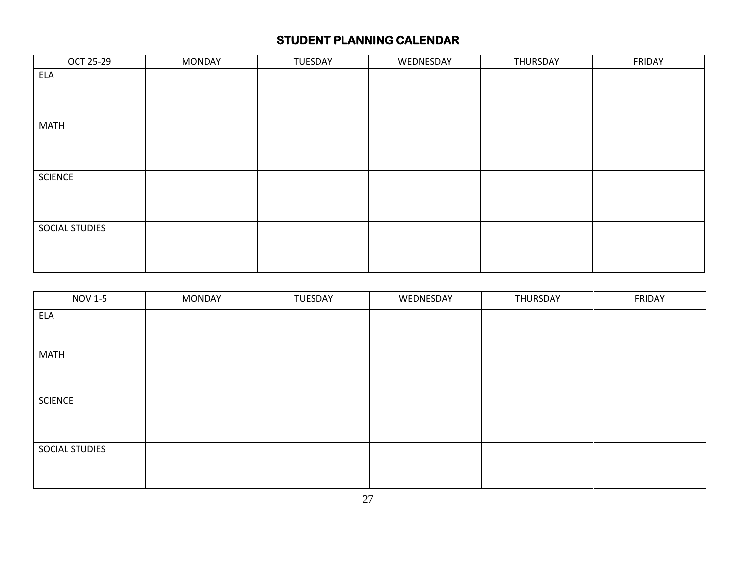## STUDENT PLANNING CALENDAR

| OCT 25-29 | MONDAY | TUESDAY | WEDNESDAY | THURSDAY | FRIDAY |
|---|---|---|---|---|---|
| ELA | | | | | |
| MATH | | | | | |
| SCIENCE | | | | | |
| SOCIAL STUDIES | | | | | |

| NOV 1-5 | MONDAY | TUESDAY | WEDNESDAY | THURSDAY | FRIDAY |
|---|---|---|---|---|---|
| ELA | | | | | |
| MATH | | | | | |
| SCIENCE | | | | | |
| SOCIAL STUDIES | | | | | |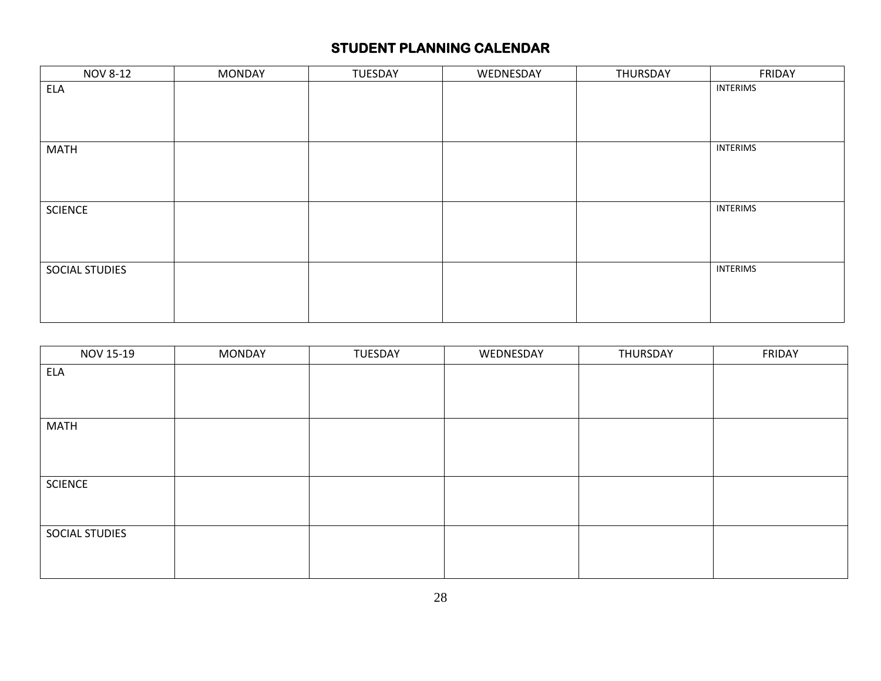# STUDENT PLANNING CALENDAR

| NOV 8-12 | MONDAY | TUESDAY | WEDNESDAY | THURSDAY | FRIDAY |
|---|---|---|---|---|---|
| ELA | | | | | INTERIMS |
| MATH | | | | | INTERIMS |
| SCIENCE | | | | | INTERIMS |
| SOCIAL STUDIES | | | | | INTERIMS |

| NOV 15-19 | MONDAY | TUESDAY | WEDNESDAY | THURSDAY | FRIDAY |
|---|---|---|---|---|---|
| ELA | | | | | |
| MATH | | | | | |
| SCIENCE | | | | | |
| SOCIAL STUDIES | | | | | |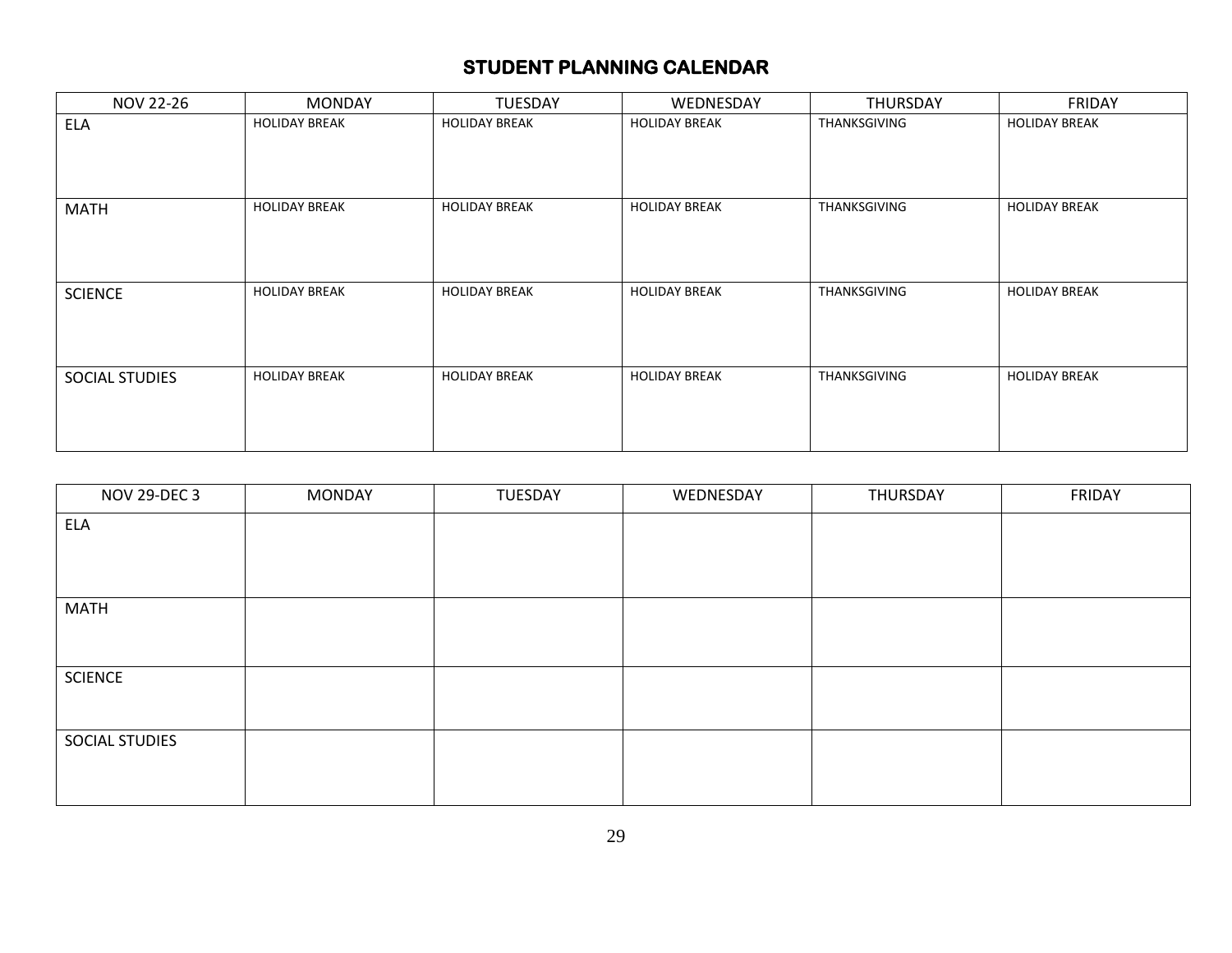# STUDENT PLANNING CALENDAR

| NOV 22-26 | MONDAY | TUESDAY | WEDNESDAY | THURSDAY | FRIDAY |
| --- | --- | --- | --- | --- | --- |
| ELA | HOLIDAY BREAK | HOLIDAY BREAK | HOLIDAY BREAK | THANKSGIVING | HOLIDAY BREAK |
| MATH | HOLIDAY BREAK | HOLIDAY BREAK | HOLIDAY BREAK | THANKSGIVING | HOLIDAY BREAK |
| SCIENCE | HOLIDAY BREAK | HOLIDAY BREAK | HOLIDAY BREAK | THANKSGIVING | HOLIDAY BREAK |
| SOCIAL STUDIES | HOLIDAY BREAK | HOLIDAY BREAK | HOLIDAY BREAK | THANKSGIVING | HOLIDAY BREAK |

| NOV 29-DEC 3 | MONDAY | TUESDAY | WEDNESDAY | THURSDAY | FRIDAY |
| --- | --- | --- | --- | --- | --- |
| ELA | | | | | |
| MATH | | | | | |
| SCIENCE | | | | | |
| SOCIAL STUDIES | | | | | |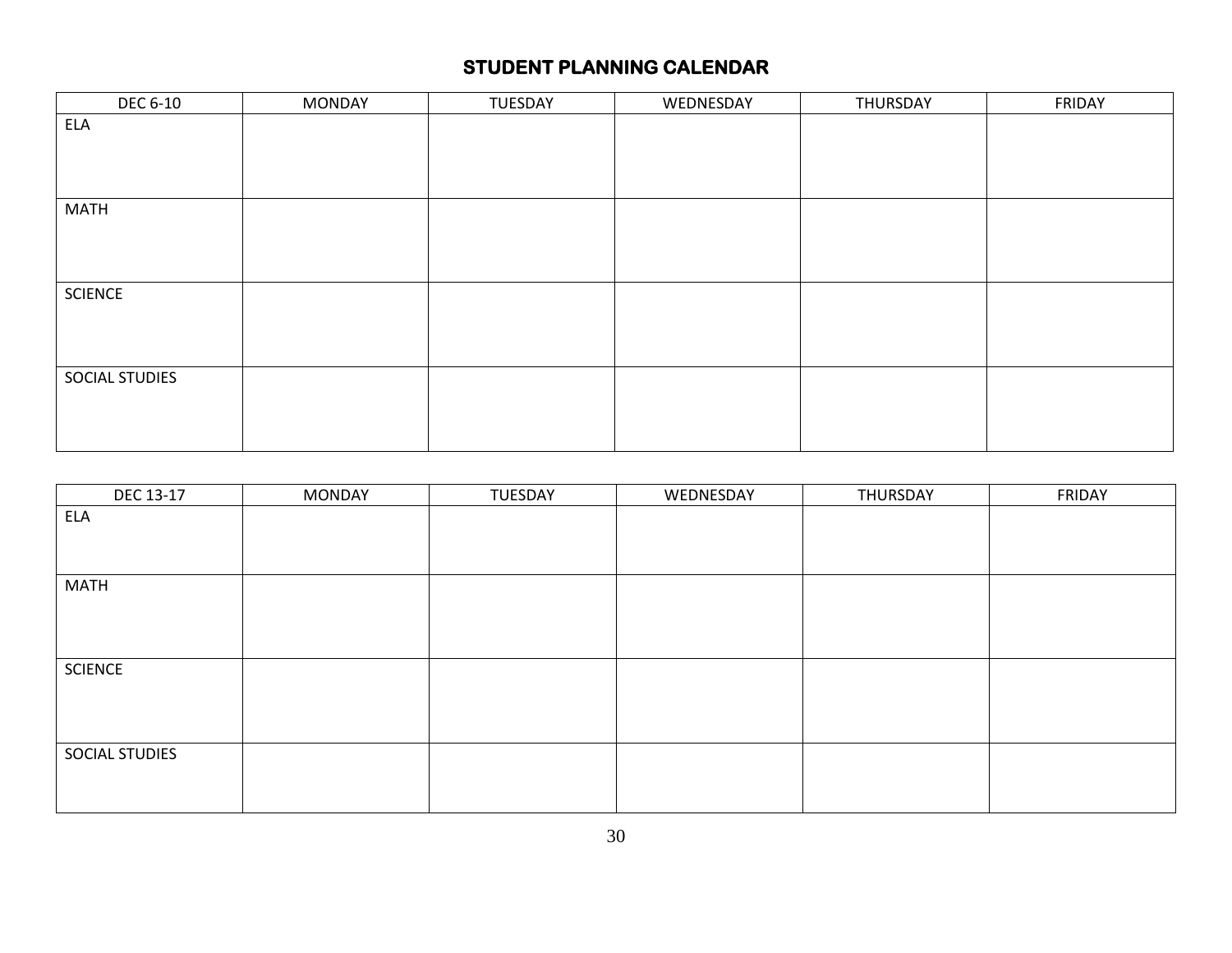# STUDENT PLANNING CALENDAR

| DEC 6-10 | MONDAY | TUESDAY | WEDNESDAY | THURSDAY | FRIDAY |
| --- | --- | --- | --- | --- | --- |
| ELA | | | | | |
| MATH | | | | | |
| SCIENCE | | | | | |
| SOCIAL STUDIES | | | | | |

| DEC 13-17 | MONDAY | TUESDAY | WEDNESDAY | THURSDAY | FRIDAY |
| --- | --- | --- | --- | --- | --- |
| ELA | | | | | |
| MATH | | | | | |
| SCIENCE | | | | | |
| SOCIAL STUDIES | | | | | |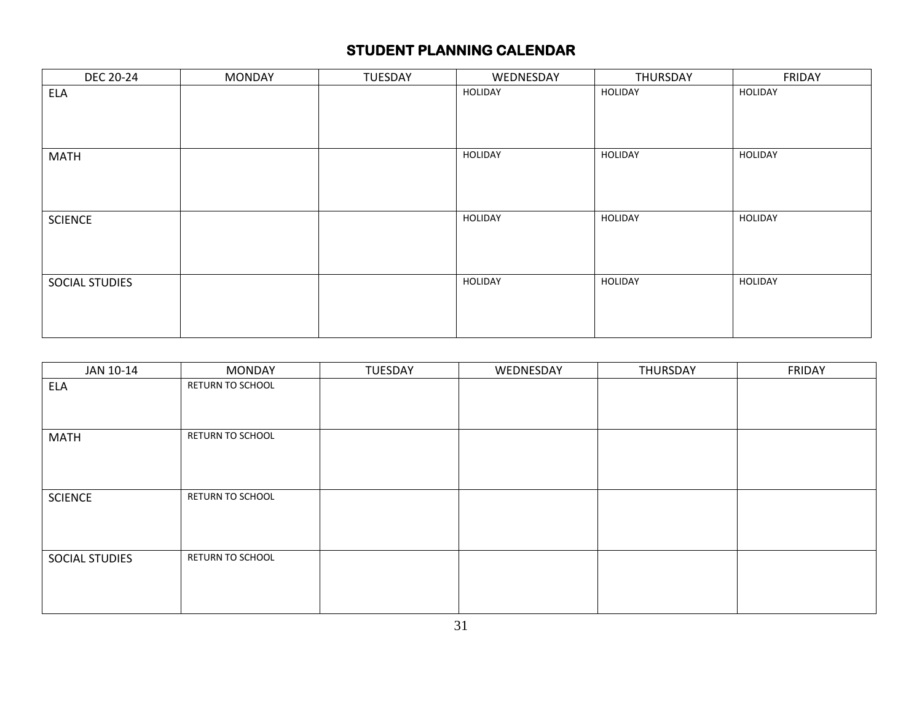# STUDENT PLANNING CALENDAR

| DEC 20-24 | MONDAY | TUESDAY | WEDNESDAY | THURSDAY | FRIDAY |
|---|---|---|---|---|---|
| ELA | | | HOLIDAY | HOLIDAY | HOLIDAY |
| MATH | | | HOLIDAY | HOLIDAY | HOLIDAY |
| SCIENCE | | | HOLIDAY | HOLIDAY | HOLIDAY |
| SOCIAL STUDIES | | | HOLIDAY | HOLIDAY | HOLIDAY |

| JAN 10-14 | MONDAY | TUESDAY | WEDNESDAY | THURSDAY | FRIDAY |
|---|---|---|---|---|---|
| ELA | RETURN TO SCHOOL | | | | |
| MATH | RETURN TO SCHOOL | | | | |
| SCIENCE | RETURN TO SCHOOL | | | | |
| SOCIAL STUDIES | RETURN TO SCHOOL | | | | |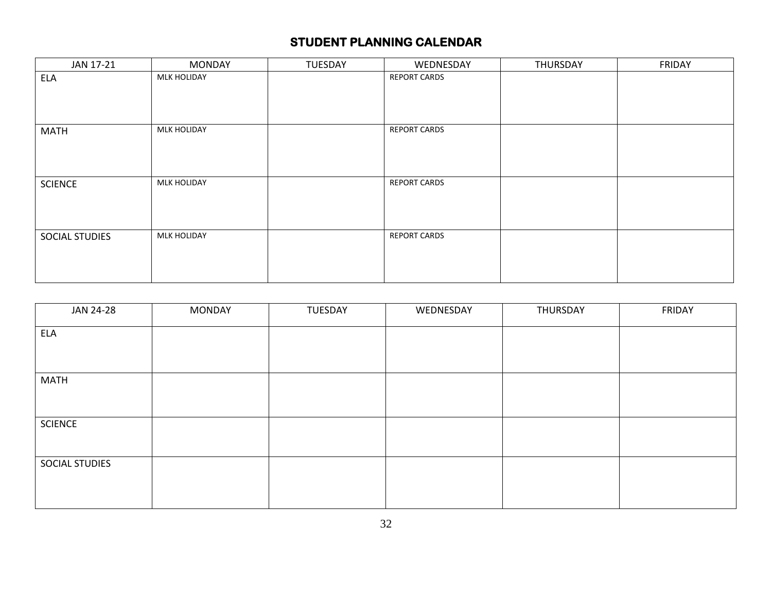# STUDENT PLANNING CALENDAR

| JAN 17-21 | MONDAY | TUESDAY | WEDNESDAY | THURSDAY | FRIDAY |
|---|---|---|---|---|---|
| ELA | MLK HOLIDAY | | REPORT CARDS | | |
| MATH | MLK HOLIDAY | | REPORT CARDS | | |
| SCIENCE | MLK HOLIDAY | | REPORT CARDS | | |
| SOCIAL STUDIES | MLK HOLIDAY | | REPORT CARDS | | |

| JAN 24-28 | MONDAY | TUESDAY | WEDNESDAY | THURSDAY | FRIDAY |
|---|---|---|---|---|---|
| ELA | | | | | |
| MATH | | | | | |
| SCIENCE | | | | | |
| SOCIAL STUDIES | | | | | |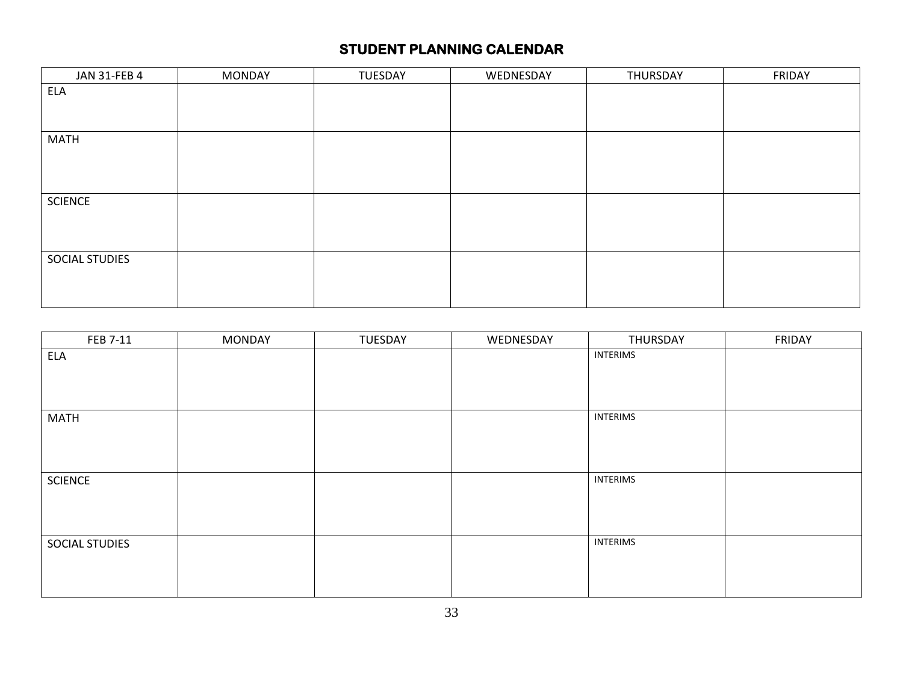## STUDENT PLANNING CALENDAR

| JAN 31-FEB 4 | MONDAY | TUESDAY | WEDNESDAY | THURSDAY | FRIDAY |
|---|---|---|---|---|---|
| ELA | | | | | |
| MATH | | | | | |
| SCIENCE | | | | | |
| SOCIAL STUDIES | | | | | |

| FEB 7-11 | MONDAY | TUESDAY | WEDNESDAY | THURSDAY | FRIDAY |
|---|---|---|---|---|---|
| ELA | | | | INTERIMS | |
| MATH | | | | INTERIMS | |
| SCIENCE | | | | INTERIMS | |
| SOCIAL STUDIES | | | | INTERIMS | |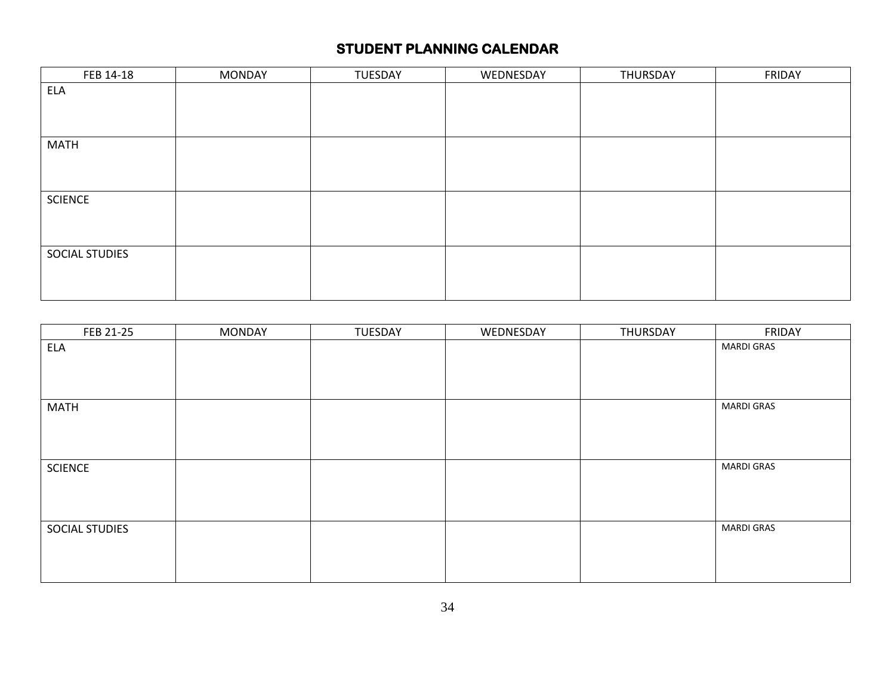# STUDENT PLANNING CALENDAR

| FEB 14-18 | MONDAY | TUESDAY | WEDNESDAY | THURSDAY | FRIDAY |
|---|---|---|---|---|---|
| ELA | | | | | |
| MATH | | | | | |
| SCIENCE | | | | | |
| SOCIAL STUDIES | | | | | |

| FEB 21-25 | MONDAY | TUESDAY | WEDNESDAY | THURSDAY | FRIDAY |
|---|---|---|---|---|---|
| ELA | | | | | MARDI GRAS |
| MATH | | | | | MARDI GRAS |
| SCIENCE | | | | | MARDI GRAS |
| SOCIAL STUDIES | | | | | MARDI GRAS |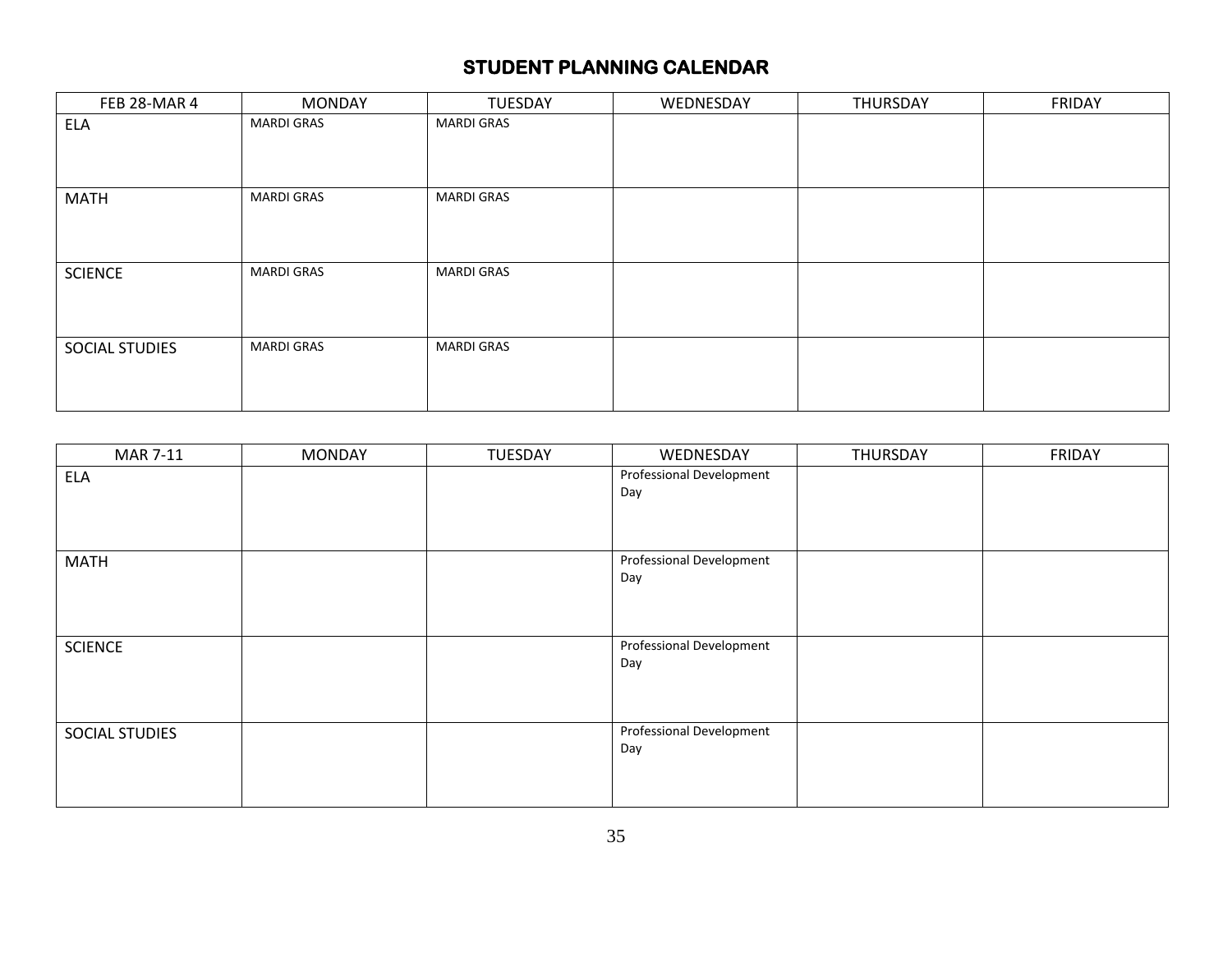## STUDENT PLANNING CALENDAR

| FEB 28-MAR 4 | MONDAY | TUESDAY | WEDNESDAY | THURSDAY | FRIDAY |
|---|---|---|---|---|---|
| ELA | MARDI GRAS | MARDI GRAS | | | |
| MATH | MARDI GRAS | MARDI GRAS | | | |
| SCIENCE | MARDI GRAS | MARDI GRAS | | | |
| SOCIAL STUDIES | MARDI GRAS | MARDI GRAS | | | |

| MAR 7-11 | MONDAY | TUESDAY | WEDNESDAY | THURSDAY | FRIDAY |
|---|---|---|---|---|---|
| ELA | | | Professional Development Day | | |
| MATH | | | Professional Development Day | | |
| SCIENCE | | | Professional Development Day | | |
| SOCIAL STUDIES | | | Professional Development Day | | |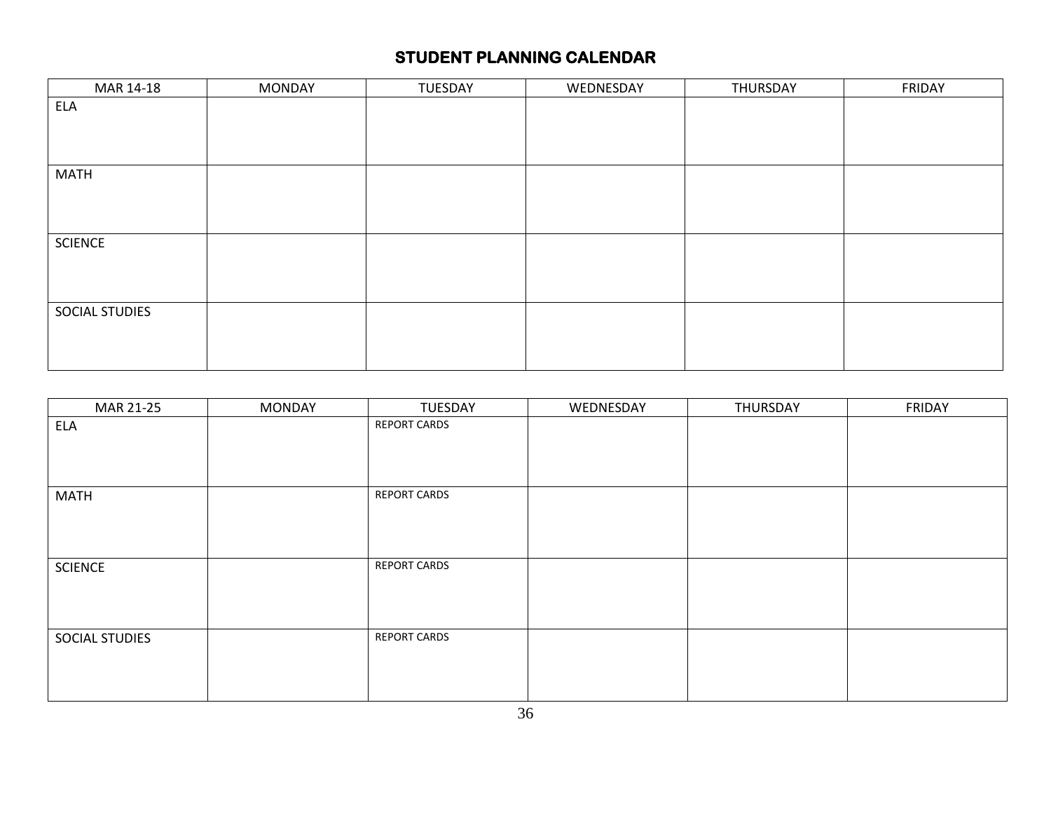## STUDENT PLANNING CALENDAR

| MAR 14-18 | MONDAY | TUESDAY | WEDNESDAY | THURSDAY | FRIDAY |
|---|---|---|---|---|---|
| ELA | | | | | |
| MATH | | | | | |
| SCIENCE | | | | | |
| SOCIAL STUDIES | | | | | |

| MAR 21-25 | MONDAY | TUESDAY | WEDNESDAY | THURSDAY | FRIDAY |
|---|---|---|---|---|---|
| ELA | | REPORT CARDS | | | |
| MATH | | REPORT CARDS | | | |
| SCIENCE | | REPORT CARDS | | | |
| SOCIAL STUDIES | | REPORT CARDS | | | |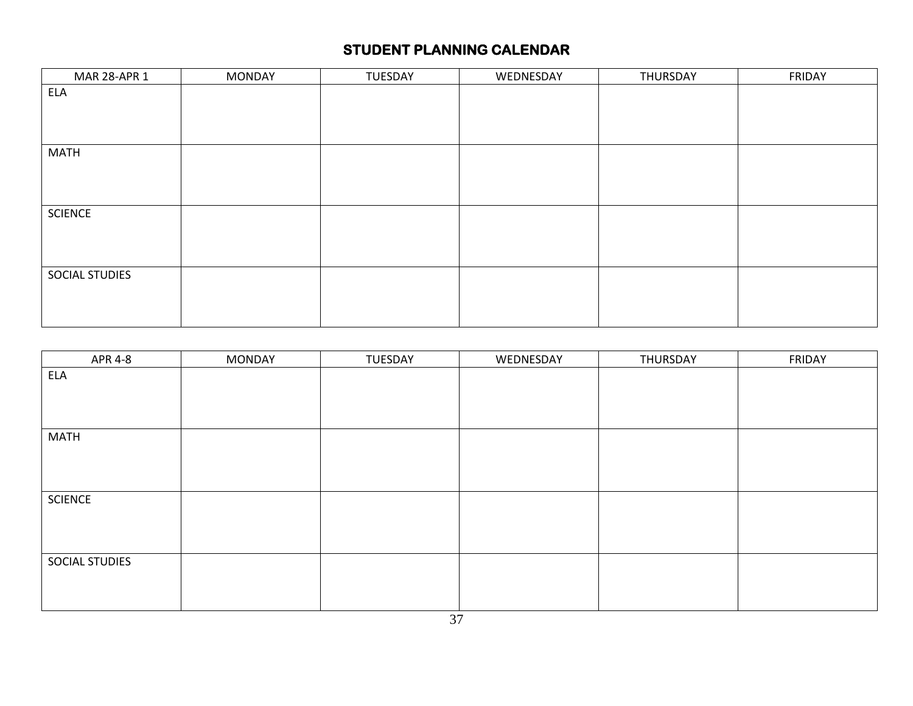## STUDENT PLANNING CALENDAR

| MAR 28-APR 1 | MONDAY | TUESDAY | WEDNESDAY | THURSDAY | FRIDAY |
|---|---|---|---|---|---|
| ELA | | | | | |
| MATH | | | | | |
| SCIENCE | | | | | |
| SOCIAL STUDIES | | | | | |

| APR 4-8 | MONDAY | TUESDAY | WEDNESDAY | THURSDAY | FRIDAY |
|---|---|---|---|---|---|
| ELA | | | | | |
| MATH | | | | | |
| SCIENCE | | | | | |
| SOCIAL STUDIES | | | | | |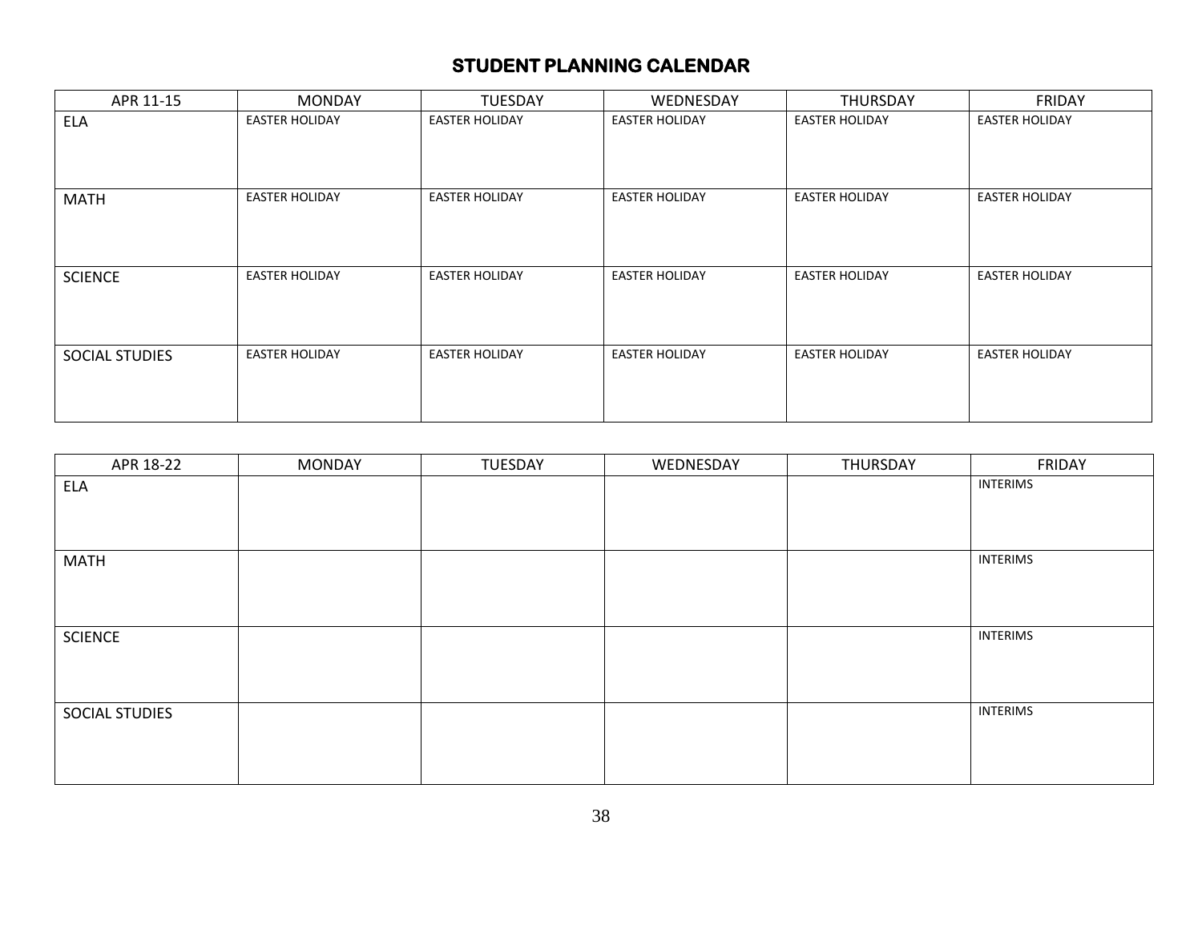## STUDENT PLANNING CALENDAR

| APR 11-15 | MONDAY | TUESDAY | WEDNESDAY | THURSDAY | FRIDAY |
|---|---|---|---|---|---|
| ELA | EASTER HOLIDAY | EASTER HOLIDAY | EASTER HOLIDAY | EASTER HOLIDAY | EASTER HOLIDAY |
| MATH | EASTER HOLIDAY | EASTER HOLIDAY | EASTER HOLIDAY | EASTER HOLIDAY | EASTER HOLIDAY |
| SCIENCE | EASTER HOLIDAY | EASTER HOLIDAY | EASTER HOLIDAY | EASTER HOLIDAY | EASTER HOLIDAY |
| SOCIAL STUDIES | EASTER HOLIDAY | EASTER HOLIDAY | EASTER HOLIDAY | EASTER HOLIDAY | EASTER HOLIDAY |

| APR 18-22 | MONDAY | TUESDAY | WEDNESDAY | THURSDAY | FRIDAY |
|---|---|---|---|---|---|
| ELA | | | | | INTERIMS |
| MATH | | | | | INTERIMS |
| SCIENCE | | | | | INTERIMS |
| SOCIAL STUDIES | | | | | INTERIMS |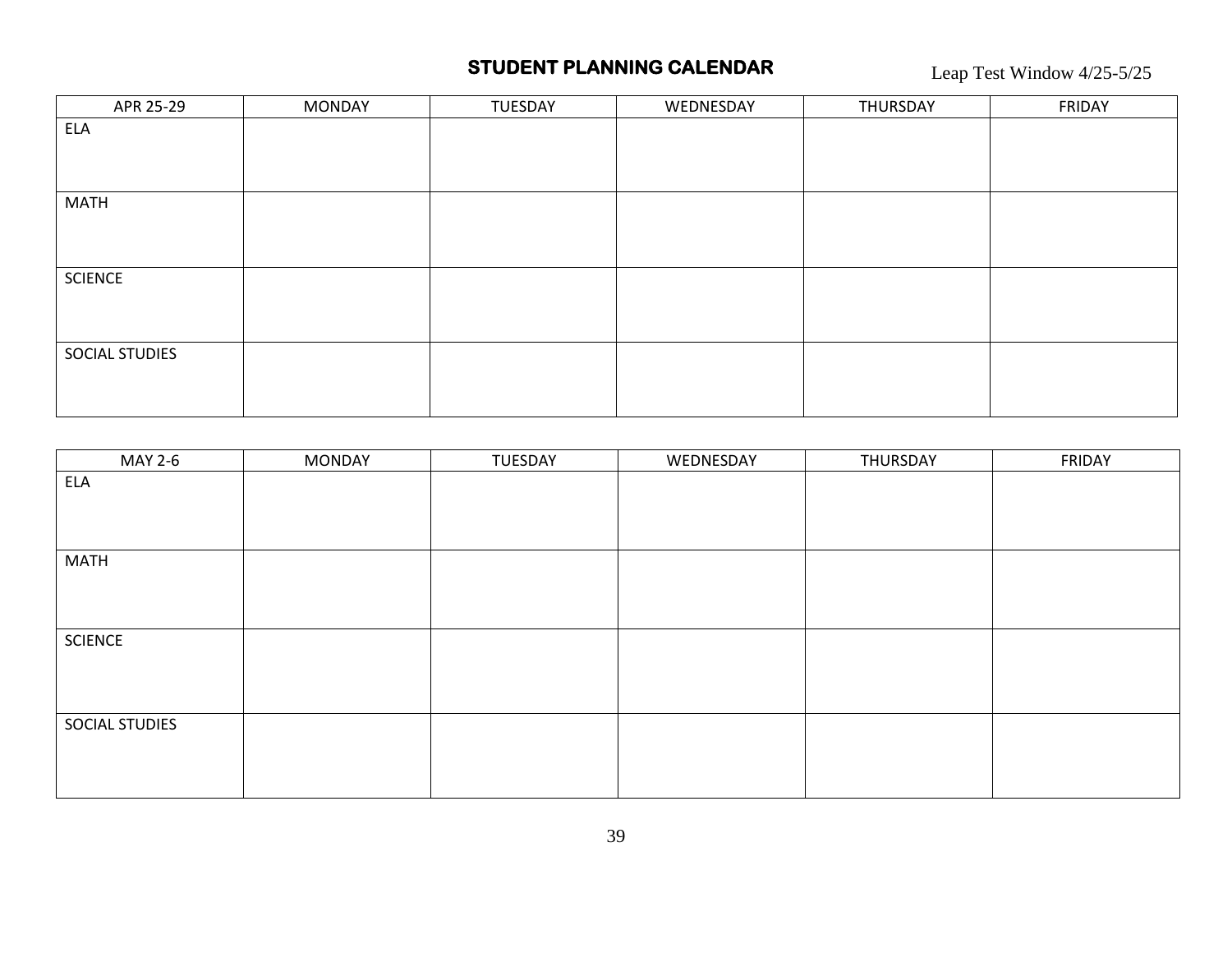# STUDENT PLANNING CALENDAR

Leap Test Window 4/25-5/25

| APR 25-29 | MONDAY | TUESDAY | WEDNESDAY | THURSDAY | FRIDAY |
|---|---|---|---|---|---|
| ELA | | | | | |
| MATH | | | | | |
| SCIENCE | | | | | |
| SOCIAL STUDIES | | | | | |

| MAY 2-6 | MONDAY | TUESDAY | WEDNESDAY | THURSDAY | FRIDAY |
|---|---|---|---|---|---|
| ELA | | | | | |
| MATH | | | | | |
| SCIENCE | | | | | |
| SOCIAL STUDIES | | | | | |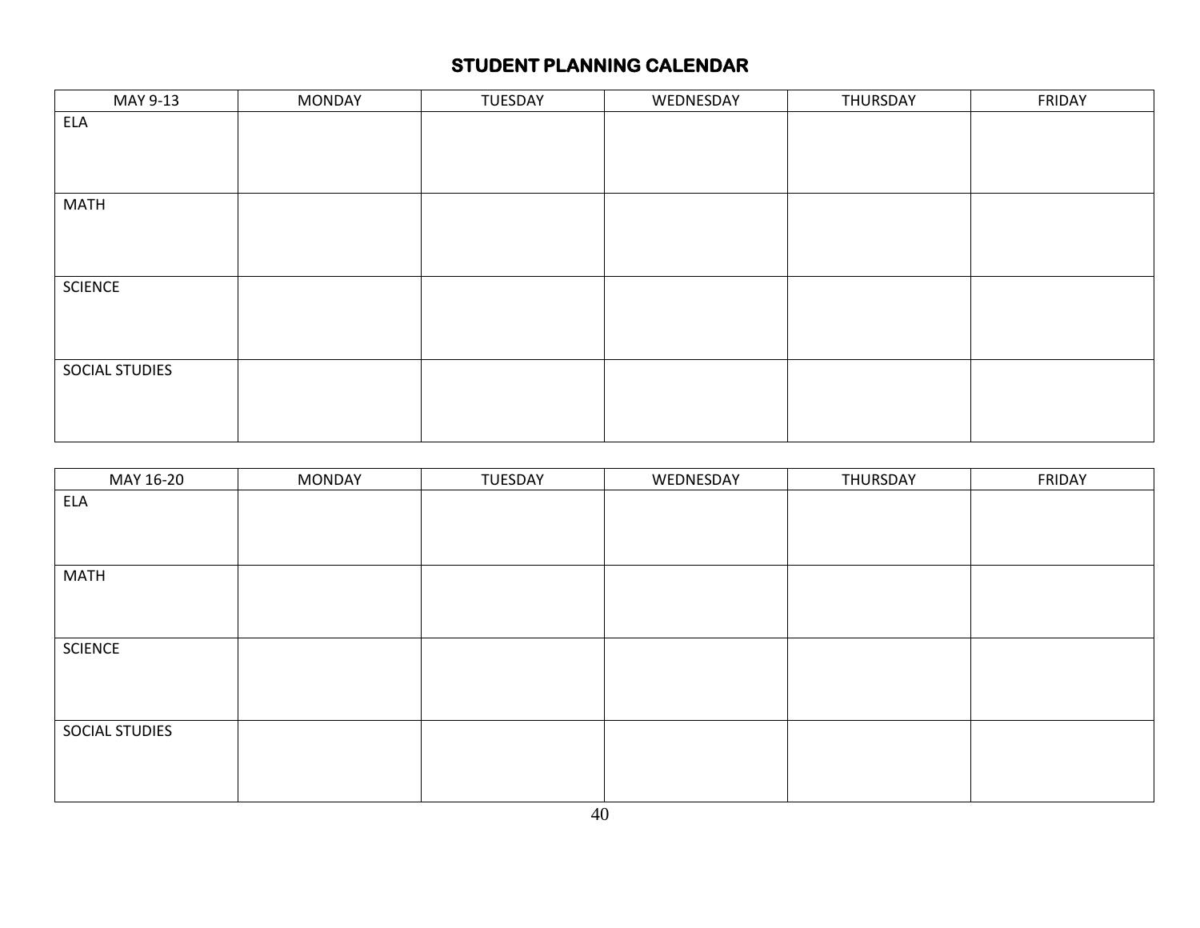# STUDENT PLANNING CALENDAR

| MAY 9-13 | MONDAY | TUESDAY | WEDNESDAY | THURSDAY | FRIDAY |
|---|---|---|---|---|---|
| ELA | | | | | |
| MATH | | | | | |
| SCIENCE | | | | | |
| SOCIAL STUDIES | | | | | |

| MAY 16-20 | MONDAY | TUESDAY | WEDNESDAY | THURSDAY | FRIDAY |
|---|---|---|---|---|---|
| ELA | | | | | |
| MATH | | | | | |
| SCIENCE | | | | | |
| SOCIAL STUDIES | | | | | |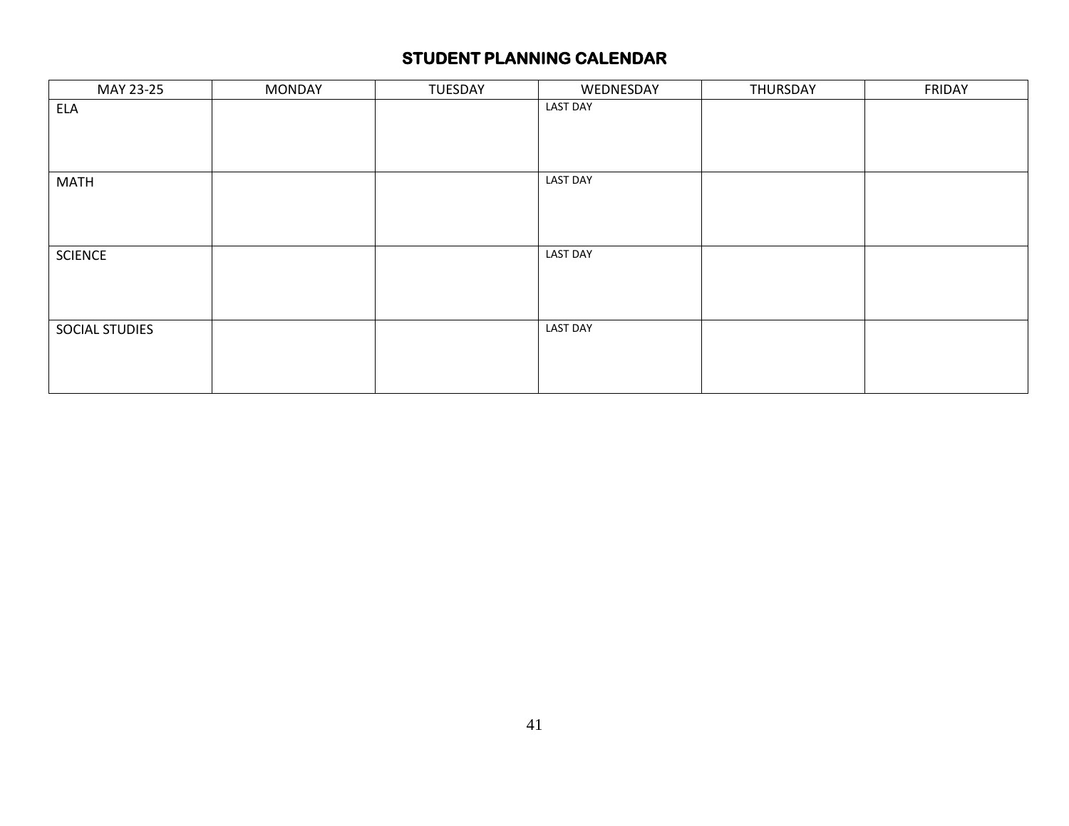# STUDENT PLANNING CALENDAR

| MAY 23-25 | MONDAY | TUESDAY | WEDNESDAY | THURSDAY | FRIDAY |
|---|---|---|---|---|---|
| ELA | | | LAST DAY | | |
| MATH | | | LAST DAY | | |
| SCIENCE | | | LAST DAY | | |
| SOCIAL STUDIES | | | LAST DAY | | |